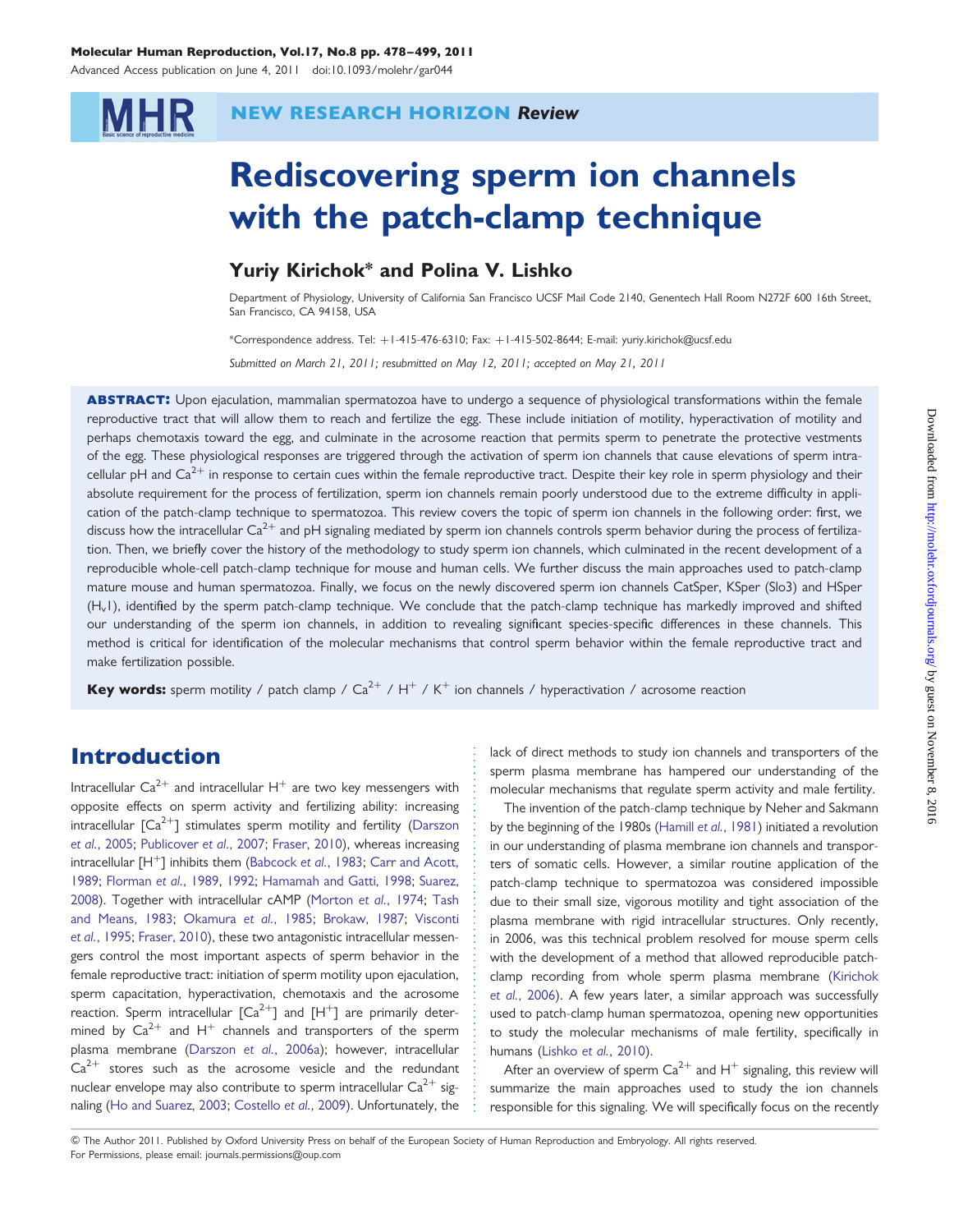NEW RESEARCH HORIZON *Review*

# Rediscovering sperm ion channels with the patch-clamp technique

## Yuriy Kirichok* and Polina V. Lishko

Department of Physiology, University of California San Francisco UCSF Mail Code 2140, Genentech Hall Room N272F 600 16th Street, San Francisco, CA 94158, USA

*Correspondence address. Tel: +1-415-476-6310; Fax: +1-415-502-8644; E-mail: yuriy.kirichok@ucsf.edu

*Submitted on March 21, 2011; resubmitted on May 12, 2011; accepted on May 21, 2011*

**ABSTRACT:** Upon ejaculation, mammalian spermatozoa have to undergo a sequence of physiological transformations within the female reproductive tract that will allow them to reach and fertilize the egg. These include initiation of motility, hyperactivation of motility and perhaps chemotaxis toward the egg, and culminate in the acrosome reaction that permits sperm to penetrate the protective vestments of the egg. These physiological responses are triggered through the activation of sperm ion channels that cause elevations of sperm intracellular pH and $Ca^{2+}$ in response to certain cues within the female reproductive tract. Despite their key role in sperm physiology and their absolute requirement for the process of fertilization, sperm ion channels remain poorly understood due to the extreme difficulty in application of the patch-clamp technique to spermatozoa. This review covers the topic of sperm ion channels in the following order: first, we discuss how the intracellular $Ca^{2+}$ and pH signaling mediated by sperm ion channels controls sperm behavior during the process of fertilization. Then, we briefly cover the history of the methodology to study sperm ion channels, which culminated in the recent development of a reproducible whole-cell patch-clamp technique for mouse and human cells. We further discuss the main approaches used to patch-clamp mature mouse and human spermatozoa. Finally, we focus on the newly discovered sperm ion channels CatSper, KSper (Slo3) and HSper ($H_v1$), identified by the sperm patch-clamp technique. We conclude that the patch-clamp technique has markedly improved and shifted our understanding of the sperm ion channels, in addition to revealing significant species-specific differences in these channels. This method is critical for identification of the molecular mechanisms that control sperm behavior within the female reproductive tract and make fertilization possible.

**Key words:** sperm motility / patch clamp / $Ca^{2+}$ / $H^+$ / $K^+$ ion channels / hyperactivation / acrosome reaction

## Introduction

Intracellular $Ca^{2+}$ and intracellular $H^+$ are two key messengers with opposite effects on sperm activity and fertilizing ability: increasing intracellular $[Ca^{2+}]$ stimulates sperm motility and fertility (Darszon *et al.*, 2005; Publicover *et al.*, 2007; Fraser, 2010), whereas increasing intracellular $[H^+]$ inhibits them (Babcock *et al.*, 1983; Carr and Acott, 1989; Florman *et al.*, 1989, 1992; Hamamah and Gatti, 1998; Suarez, 2008). Together with intracellular cAMP (Morton *et al.*, 1974; Tash and Means, 1983; Okamura *et al.*, 1985; Brokaw, 1987; Visconti *et al.*, 1995; Fraser, 2010), these two antagonistic intracellular messengers control the most important aspects of sperm behavior in the female reproductive tract: initiation of sperm motility upon ejaculation, sperm capacitation, hyperactivation, chemotaxis and the acrosome reaction. Sperm intracellular $[Ca^{2+}]$ and $[H^+]$ are primarily determined by $Ca^{2+}$ and $H^+$ channels and transporters of the sperm plasma membrane (Darszon *et al.*, 2006a); however, intracellular $Ca^{2+}$ stores such as the acrosome vesicle and the redundant nuclear envelope may also contribute to sperm intracellular $Ca^{2+}$ signaling (Ho and Suarez, 2003; Costello *et al.*, 2009). Unfortunately, the lack of direct methods to study ion channels and transporters of the sperm plasma membrane has hampered our understanding of the molecular mechanisms that regulate sperm activity and male fertility.

The invention of the patch-clamp technique by Neher and Sakmann by the beginning of the 1980s (Hamill *et al.*, 1981) initiated a revolution in our understanding of plasma membrane ion channels and transporters of somatic cells. However, a similar routine application of the patch-clamp technique to spermatozoa was considered impossible due to their small size, vigorous motility and tight association of the plasma membrane with rigid intracellular structures. Only recently, in 2006, was this technical problem resolved for mouse sperm cells with the development of a method that allowed reproducible patch-clamp recording from whole sperm plasma membrane (Kirichok *et al.*, 2006). A few years later, a similar approach was successfully used to patch-clamp human spermatozoa, opening new opportunities to study the molecular mechanisms of male fertility, specifically in humans (Lishko *et al.*, 2010).

After an overview of sperm $Ca^{2+}$ and $H^+$ signaling, this review will summarize the main approaches used to study the ion channels responsible for this signaling. We will specifically focus on the recently

© The Author 2011. Published by Oxford University Press on behalf of the European Society of Human Reproduction and Embryology. All rights reserved. For Permissions, please email: journals.permissions@oup.com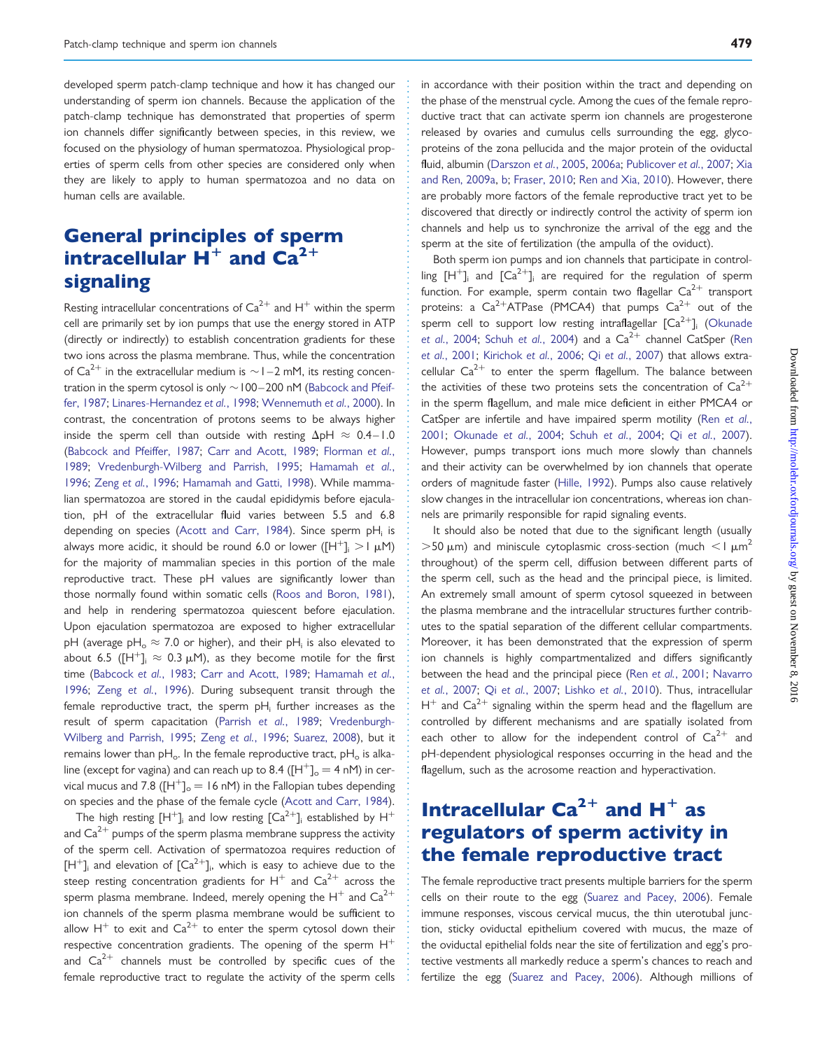developed sperm patch-clamp technique and how it has changed our understanding of sperm ion channels. Because the application of the patch-clamp technique has demonstrated that properties of sperm ion channels differ significantly between species, in this review, we focused on the physiology of human spermatozoa. Physiological properties of sperm cells from other species are considered only when they are likely to apply to human spermatozoa and no data on human cells are available.

# General principles of sperm intracellular $H^+$ and $Ca^{2+}$ signaling

Resting intracellular concentrations of $Ca^{2+}$ and $H^+$ within the sperm cell are primarily set by ion pumps that use the energy stored in ATP (directly or indirectly) to establish concentration gradients for these two ions across the plasma membrane. Thus, while the concentration of $Ca^{2+}$ in the extracellular medium is $\sim$1–2 mM, its resting concentration in the sperm cytosol is only $\sim$100–200 nM (Babcock and Pfeiffer, 1987; Linares-Hernandez *et al.*, 1998; Wennemuth *et al.*, 2000). In contrast, the concentration of protons seems to be always higher inside the sperm cell than outside with resting $\Delta pH \approx 0.4$–$1.0$ (Babcock and Pfeiffer, 1987; Carr and Acott, 1989; Florman *et al.*, 1989; Vredenburgh-Wilberg and Parrish, 1995; Hamamah *et al.*, 1996; Zeng *et al.*, 1996; Hamamah and Gatti, 1998). While mammalian spermatozoa are stored in the caudal epididymis before ejaculation, pH of the extracellular fluid varies between 5.5 and 6.8 depending on species (Acott and Carr, 1984). Since sperm $pH_i$ is always more acidic, it should be round 6.0 or lower ($[H^+]_i > 1\ \mu M$) for the majority of mammalian species in this portion of the male reproductive tract. These pH values are significantly lower than those normally found within somatic cells (Roos and Boron, 1981), and help in rendering spermatozoa quiescent before ejaculation. Upon ejaculation spermatozoa are exposed to higher extracellular pH (average $pH_o \approx 7.0$ or higher), and their $pH_i$ is also elevated to about 6.5 ($[H^+]_i \approx 0.3\ \mu M$), as they become motile for the first time (Babcock *et al.*, 1983; Carr and Acott, 1989; Hamamah *et al.*, 1996; Zeng *et al.*, 1996). During subsequent transit through the female reproductive tract, the sperm $pH_i$ further increases as the result of sperm capacitation (Parrish *et al.*, 1989; Vredenburgh-Wilberg and Parrish, 1995; Zeng *et al.*, 1996; Suarez, 2008), but it remains lower than $pH_o$. In the female reproductive tract, $pH_o$ is alkaline (except for vagina) and can reach up to 8.4 ($[H^+]_o = 4$ nM) in cervical mucus and 7.8 ($[H^+]_o = 16$ nM) in the Fallopian tubes depending on species and the phase of the female cycle (Acott and Carr, 1984).

The high resting $[H^+]_i$ and low resting $[Ca^{2+}]_i$ established by $H^+$ and $Ca^{2+}$ pumps of the sperm plasma membrane suppress the activity of the sperm cell. Activation of spermatozoa requires reduction of $[H^+]_i$ and elevation of $[Ca^{2+}]_i$, which is easy to achieve due to the steep resting concentration gradients for $H^+$ and $Ca^{2+}$ across the sperm plasma membrane. Indeed, merely opening the $H^+$ and $Ca^{2+}$ ion channels of the sperm plasma membrane would be sufficient to allow $H^+$ to exit and $Ca^{2+}$ to enter the sperm cytosol down their respective concentration gradients. The opening of the sperm $H^+$ and $Ca^{2+}$ channels must be controlled by specific cues of the female reproductive tract to regulate the activity of the sperm cells in accordance with their position within the tract and depending on the phase of the menstrual cycle. Among the cues of the female reproductive tract that can activate sperm ion channels are progesterone released by ovaries and cumulus cells surrounding the egg, glycoproteins of the zona pellucida and the major protein of the oviductal fluid, albumin (Darszon *et al.*, 2005, 2006a; Publicover *et al.*, 2007; Xia and Ren, 2009a, b; Fraser, 2010; Ren and Xia, 2010). However, there are probably more factors of the female reproductive tract yet to be discovered that directly or indirectly control the activity of sperm ion channels and help us to synchronize the arrival of the egg and the sperm at the site of fertilization (the ampulla of the oviduct).

Both sperm ion pumps and ion channels that participate in controlling $[H^+]_i$ and $[Ca^{2+}]_i$ are required for the regulation of sperm function. For example, sperm contain two flagellar $Ca^{2+}$ transport proteins: a $Ca^{2+}$ATPase (PMCA4) that pumps $Ca^{2+}$ out of the sperm cell to support low resting intraflagellar $[Ca^{2+}]_i$ (Okunade *et al.*, 2004; Schuh *et al.*, 2004) and a $Ca^{2+}$ channel CatSper (Ren *et al.*, 2001; Kirichok *et al.*, 2006; Qi *et al.*, 2007) that allows extracellular $Ca^{2+}$ to enter the sperm flagellum. The balance between the activities of these two proteins sets the concentration of $Ca^{2+}$ in the sperm flagellum, and male mice deficient in either PMCA4 or CatSper are infertile and have impaired sperm motility (Ren *et al.*, 2001; Okunade *et al.*, 2004; Schuh *et al.*, 2004; Qi *et al.*, 2007). However, pumps transport ions much more slowly than channels and their activity can be overwhelmed by ion channels that operate orders of magnitude faster (Hille, 1992). Pumps also cause relatively slow changes in the intracellular ion concentrations, whereas ion channels are primarily responsible for rapid signaling events.

It should also be noted that due to the significant length (usually $>50\ \mu m$) and miniscule cytoplasmic cross-section (much $<1\ \mu m^2$ throughout) of the sperm cell, diffusion between different parts of the sperm cell, such as the head and the principal piece, is limited. An extremely small amount of sperm cytosol squeezed in between the plasma membrane and the intracellular structures further contributes to the spatial separation of the different cellular compartments. Moreover, it has been demonstrated that the expression of sperm ion channels is highly compartmentalized and differs significantly between the head and the principal piece (Ren *et al.*, 2001; Navarro *et al.*, 2007; Qi *et al.*, 2007; Lishko *et al.*, 2010). Thus, intracellular $H^+$ and $Ca^{2+}$ signaling within the sperm head and the flagellum are controlled by different mechanisms and are spatially isolated from each other to allow for the independent control of $Ca^{2+}$ and pH-dependent physiological responses occurring in the head and the flagellum, such as the acrosome reaction and hyperactivation.

# Intracellular $Ca^{2+}$ and $H^+$ as regulators of sperm activity in the female reproductive tract

The female reproductive tract presents multiple barriers for the sperm cells on their route to the egg (Suarez and Pacey, 2006). Female immune responses, viscous cervical mucus, the thin uterotubal junction, sticky oviductal epithelium covered with mucus, the maze of the oviductal epithelial folds near the site of fertilization and egg's protective vestments all markedly reduce a sperm's chances to reach and fertilize the egg (Suarez and Pacey, 2006). Although millions of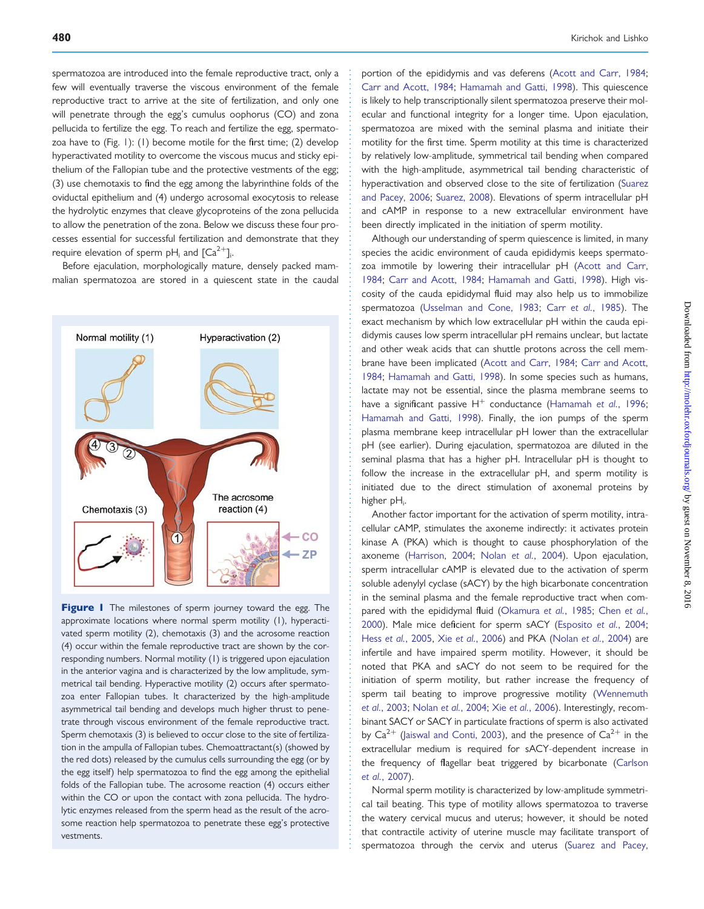spermatozoa are introduced into the female reproductive tract, only a few will eventually traverse the viscous environment of the female reproductive tract to arrive at the site of fertilization, and only one will penetrate through the egg's cumulus oophorus (CO) and zona pellucida to fertilize the egg. To reach and fertilize the egg, spermatozoa have to (Fig. 1): (1) become motile for the first time; (2) develop hyperactivated motility to overcome the viscous mucus and sticky epithelium of the Fallopian tube and the protective vestments of the egg; (3) use chemotaxis to find the egg among the labyrinthine folds of the oviductal epithelium and (4) undergo acrosomal exocytosis to release the hydrolytic enzymes that cleave glycoproteins of the zona pellucida to allow the penetration of the zona. Below we discuss these four processes essential for successful fertilization and demonstrate that they require elevation of sperm $pH_i$ and $[Ca^{2+}]_i$.

Before ejaculation, morphologically mature, densely packed mammalian spermatozoa are stored in a quiescent state in the caudal portion of the epididymis and vas deferens (Acott and Carr, 1984; Carr and Acott, 1984; Hamamah and Gatti, 1998). This quiescence is likely to help transcriptionally silent spermatozoa preserve their molecular and functional integrity for a longer time. Upon ejaculation, spermatozoa are mixed with the seminal plasma and initiate their motility for the first time. Sperm motility at this time is characterized by relatively low-amplitude, symmetrical tail bending when compared with the high-amplitude, asymmetrical tail bending characteristic of hyperactivation and observed close to the site of fertilization (Suarez and Pacey, 2006; Suarez, 2008). Elevations of sperm intracellular pH and cAMP in response to a new extracellular environment have been directly implicated in the initiation of sperm motility.

**Figure 1** The milestones of sperm journey toward the egg. The approximate locations where normal sperm motility (1), hyperactivated sperm motility (2), chemotaxis (3) and the acrosome reaction (4) occur within the female reproductive tract are shown by the corresponding numbers. Normal motility (1) is triggered upon ejaculation in the anterior vagina and is characterized by the low amplitude, symmetrical tail bending. Hyperactive motility (2) occurs after spermatozoa enter Fallopian tubes. It characterized by the high-amplitude asymmetrical tail bending and develops much higher thrust to penetrate through viscous environment of the female reproductive tract. Sperm chemotaxis (3) is believed to occur close to the site of fertilization in the ampulla of Fallopian tubes. Chemoattractant(s) (showed by the red dots) released by the cumulus cells surrounding the egg (or by the egg itself) help spermatozoa to find the egg among the epithelial folds of the Fallopian tube. The acrosome reaction (4) occurs either within the CO or upon the contact with zona pellucida. The hydrolytic enzymes released from the sperm head as the result of the acrosome reaction help spermatozoa to penetrate these egg's protective vestments.

Although our understanding of sperm quiescence is limited, in many species the acidic environment of cauda epididymis keeps spermatozoa immotile by lowering their intracellular pH (Acott and Carr, 1984; Carr and Acott, 1984; Hamamah and Gatti, 1998). High viscosity of the cauda epididymal fluid may also help us to immobilize spermatozoa (Usselman and Cone, 1983; Carr et al., 1985). The exact mechanism by which low extracellular pH within the cauda epididymis causes low sperm intracellular pH remains unclear, but lactate and other weak acids that can shuttle protons across the cell membrane have been implicated (Acott and Carr, 1984; Carr and Acott, 1984; Hamamah and Gatti, 1998). In some species such as humans, lactate may not be essential, since the plasma membrane seems to have a significant passive $H^+$ conductance (Hamamah et al., 1996; Hamamah and Gatti, 1998). Finally, the ion pumps of the sperm plasma membrane keep intracellular pH lower than the extracellular pH (see earlier). During ejaculation, spermatozoa are diluted in the seminal plasma that has a higher pH. Intracellular pH is thought to follow the increase in the extracellular pH, and sperm motility is initiated due to the direct stimulation of axonemal proteins by higher $pH_i$.

Another factor important for the activation of sperm motility, intracellular cAMP, stimulates the axoneme indirectly: it activates protein kinase A (PKA) which is thought to cause phosphorylation of the axoneme (Harrison, 2004; Nolan et al., 2004). Upon ejaculation, sperm intracellular cAMP is elevated due to the activation of sperm soluble adenylyl cyclase (sACY) by the high bicarbonate concentration in the seminal plasma and the female reproductive tract when compared with the epididymal fluid (Okamura et al., 1985; Chen et al., 2000). Male mice deficient for sperm sACY (Esposito et al., 2004; Hess et al., 2005, Xie et al., 2006) and PKA (Nolan et al., 2004) are infertile and have impaired sperm motility. However, it should be noted that PKA and sACY do not seem to be required for the initiation of sperm motility, but rather increase the frequency of sperm tail beating to improve progressive motility (Wennemuth et al., 2003; Nolan et al., 2004; Xie et al., 2006). Interestingly, recombinant SACY or SACY in particulate fractions of sperm is also activated by $Ca^{2+}$ (Jaiswal and Conti, 2003), and the presence of $Ca^{2+}$ in the extracellular medium is required for sACY-dependent increase in the frequency of flagellar beat triggered by bicarbonate (Carlson et al., 2007).

Normal sperm motility is characterized by low-amplitude symmetrical tail beating. This type of motility allows spermatozoa to traverse the watery cervical mucus and uterus; however, it should be noted that contractile activity of uterine muscle may facilitate transport of spermatozoa through the cervix and uterus (Suarez and Pacey,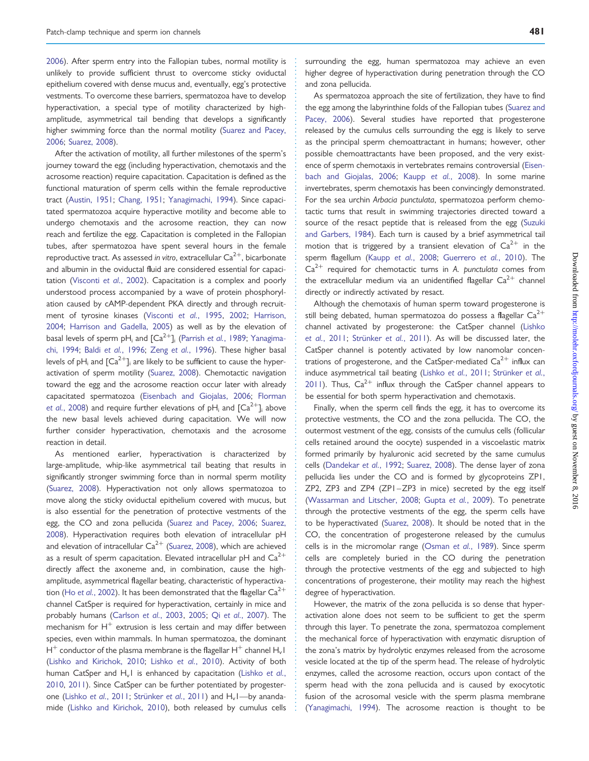2006). After sperm entry into the Fallopian tubes, normal motility is unlikely to provide sufficient thrust to overcome sticky oviductal epithelium covered with dense mucus and, eventually, egg's protective vestments. To overcome these barriers, spermatozoa have to develop hyperactivation, a special type of motility characterized by high-amplitude, asymmetrical tail bending that develops a significantly higher swimming force than the normal motility (Suarez and Pacey, 2006; Suarez, 2008).

After the activation of motility, all further milestones of the sperm's journey toward the egg (including hyperactivation, chemotaxis and the acrosome reaction) require capacitation. Capacitation is defined as the functional maturation of sperm cells within the female reproductive tract (Austin, 1951; Chang, 1951; Yanagimachi, 1994). Since capacitated spermatozoa acquire hyperactive motility and become able to undergo chemotaxis and the acrosome reaction, they can now reach and fertilize the egg. Capacitation is completed in the Fallopian tubes, after spermatozoa have spent several hours in the female reproductive tract. As assessed *in vitro*, extracellular $Ca^{2+}$, bicarbonate and albumin in the oviductal fluid are considered essential for capacitation (Visconti *et al.*, 2002). Capacitation is a complex and poorly understood process accompanied by a wave of protein phosphorylation caused by cAMP-dependent PKA directly and through recruitment of tyrosine kinases (Visconti *et al.*, 1995, 2002; Harrison, 2004; Harrison and Gadella, 2005) as well as by the elevation of basal levels of sperm $pH_i$ and $[Ca^{2+}]_i$ (Parrish *et al.*, 1989; Yanagimachi, 1994; Baldi *et al.*, 1996; Zeng *et al.*, 1996). These higher basal levels of $pH_i$ and $[Ca^{2+}]_i$ are likely to be sufficient to cause the hyperactivation of sperm motility (Suarez, 2008). Chemotactic navigation toward the egg and the acrosome reaction occur later with already capacitated spermatozoa (Eisenbach and Giojalas, 2006; Florman *et al.*, 2008) and require further elevations of $pH_i$ and $[Ca^{2+}]_i$ above the new basal levels achieved during capacitation. We will now further consider hyperactivation, chemotaxis and the acrosome reaction in detail.

As mentioned earlier, hyperactivation is characterized by large-amplitude, whip-like asymmetrical tail beating that results in significantly stronger swimming force than in normal sperm motility (Suarez, 2008). Hyperactivation not only allows spermatozoa to move along the sticky oviductal epithelium covered with mucus, but is also essential for the penetration of protective vestments of the egg, the CO and zona pellucida (Suarez and Pacey, 2006; Suarez, 2008). Hyperactivation requires both elevation of intracellular pH and elevation of intracellular $Ca^{2+}$ (Suarez, 2008), which are achieved as a result of sperm capacitation. Elevated intracellular pH and $Ca^{2+}$ directly affect the axoneme and, in combination, cause the high-amplitude, asymmetrical flagellar beating, characteristic of hyperactivation (Ho *et al.*, 2002). It has been demonstrated that the flagellar $Ca^{2+}$ channel CatSper is required for hyperactivation, certainly in mice and probably humans (Carlson *et al.*, 2003, 2005; Qi *et al.*, 2007). The mechanism for $H^+$ extrusion is less certain and may differ between species, even within mammals. In human spermatozoa, the dominant $H^+$ conductor of the plasma membrane is the flagellar $H^+$ channel $H_v1$ (Lishko and Kirichok, 2010; Lishko *et al.*, 2010). Activity of both human CatSper and $H_v1$ is enhanced by capacitation (Lishko *et al.*, 2010, 2011). Since CatSper can be further potentiated by progesterone (Lishko *et al.*, 2011; Strünker *et al.*, 2011) and $H_v1$—by anandamide (Lishko and Kirichok, 2010), both released by cumulus cells surrounding the egg, human spermatozoa may achieve an even higher degree of hyperactivation during penetration through the CO and zona pellucida.

As spermatozoa approach the site of fertilization, they have to find the egg among the labyrinthine folds of the Fallopian tubes (Suarez and Pacey, 2006). Several studies have reported that progesterone released by the cumulus cells surrounding the egg is likely to serve as the principal sperm chemoattractant in humans; however, other possible chemoattractants have been proposed, and the very existence of sperm chemotaxis in vertebrates remains controversial (Eisenbach and Giojalas, 2006; Kaupp *et al.*, 2008). In some marine invertebrates, sperm chemotaxis has been convincingly demonstrated. For the sea urchin *Arbacia punctulata*, spermatozoa perform chemotactic turns that result in swimming trajectories directed toward a source of the resact peptide that is released from the egg (Suzuki and Garbers, 1984). Each turn is caused by a brief asymmetrical tail motion that is triggered by a transient elevation of $Ca^{2+}$ in the sperm flagellum (Kaupp *et al.*, 2008; Guerrero *et al.*, 2010). The $Ca^{2+}$ required for chemotactic turns in *A. punctulata* comes from the extracellular medium via an unidentified flagellar $Ca^{2+}$ channel directly or indirectly activated by resact.

Although the chemotaxis of human sperm toward progesterone is still being debated, human spermatozoa do possess a flagellar $Ca^{2+}$ channel activated by progesterone: the CatSper channel (Lishko *et al.*, 2011; Strünker *et al.*, 2011). As will be discussed later, the CatSper channel is potently activated by low nanomolar concentrations of progesterone, and the CatSper-mediated $Ca^{2+}$ influx can induce asymmetrical tail beating (Lishko *et al.*, 2011; Strünker *et al.*, 2011). Thus, $Ca^{2+}$ influx through the CatSper channel appears to be essential for both sperm hyperactivation and chemotaxis.

Finally, when the sperm cell finds the egg, it has to overcome its protective vestments, the CO and the zona pellucida. The CO, the outermost vestment of the egg, consists of the cumulus cells (follicular cells retained around the oocyte) suspended in a viscoelastic matrix formed primarily by hyaluronic acid secreted by the same cumulus cells (Dandekar *et al.*, 1992; Suarez, 2008). The dense layer of zona pellucida lies under the CO and is formed by glycoproteins ZP1, ZP2, ZP3 and ZP4 (ZP1–ZP3 in mice) secreted by the egg itself (Wassarman and Litscher, 2008; Gupta *et al.*, 2009). To penetrate through the protective vestments of the egg, the sperm cells have to be hyperactivated (Suarez, 2008). It should be noted that in the CO, the concentration of progesterone released by the cumulus cells is in the micromolar range (Osman *et al.*, 1989). Since sperm cells are completely buried in the CO during the penetration through the protective vestments of the egg and subjected to high concentrations of progesterone, their motility may reach the highest degree of hyperactivation.

However, the matrix of the zona pellucida is so dense that hyperactivation alone does not seem to be sufficient to get the sperm through this layer. To penetrate the zona, spermatozoa complement the mechanical force of hyperactivation with enzymatic disruption of the zona's matrix by hydrolytic enzymes released from the acrosome vesicle located at the tip of the sperm head. The release of hydrolytic enzymes, called the acrosome reaction, occurs upon contact of the sperm head with the zona pellucida and is caused by exocytotic fusion of the acrosomal vesicle with the sperm plasma membrane (Yanagimachi, 1994). The acrosome reaction is thought to be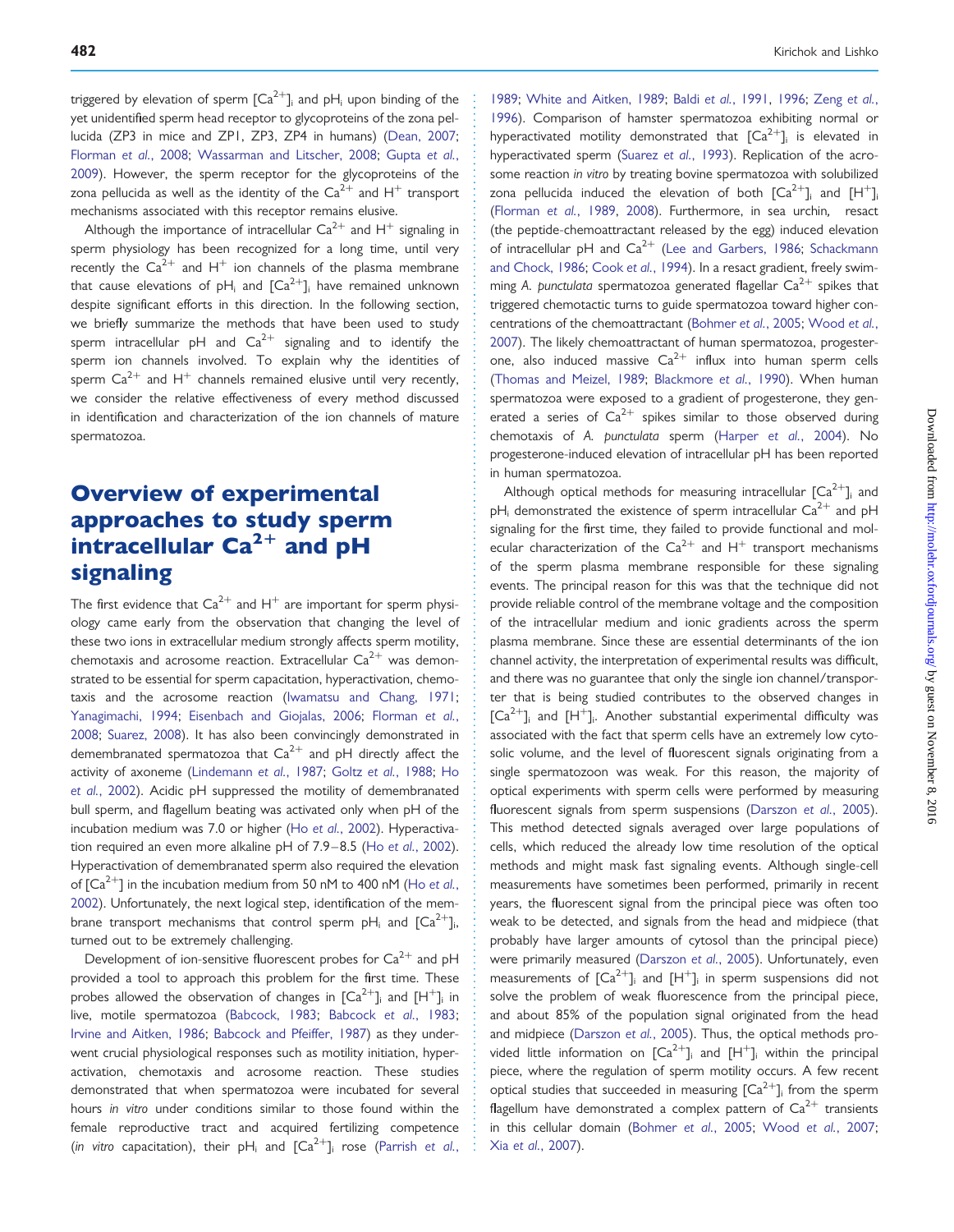triggered by elevation of sperm $[Ca^{2+}]_i$ and $pH_i$ upon binding of the yet unidentified sperm head receptor to glycoproteins of the zona pellucida (ZP3 in mice and ZP1, ZP3, ZP4 in humans) (Dean, 2007; Florman *et al.*, 2008; Wassarman and Litscher, 2008; Gupta *et al.*, 2009). However, the sperm receptor for the glycoproteins of the zona pellucida as well as the identity of the $Ca^{2+}$ and $H^+$ transport mechanisms associated with this receptor remains elusive.

Although the importance of intracellular $Ca^{2+}$ and $H^+$ signaling in sperm physiology has been recognized for a long time, until very recently the $Ca^{2+}$ and $H^+$ ion channels of the plasma membrane that cause elevations of $pH_i$ and $[Ca^{2+}]_i$ have remained unknown despite significant efforts in this direction. In the following section, we briefly summarize the methods that have been used to study sperm intracellular pH and $Ca^{2+}$ signaling and to identify the sperm ion channels involved. To explain why the identities of sperm $Ca^{2+}$ and $H^+$ channels remained elusive until very recently, we consider the relative effectiveness of every method discussed in identification and characterization of the ion channels of mature spermatozoa.

# Overview of experimental approaches to study sperm intracellular $Ca^{2+}$ and pH signaling

The first evidence that $Ca^{2+}$ and $H^+$ are important for sperm physiology came early from the observation that changing the level of these two ions in extracellular medium strongly affects sperm motility, chemotaxis and acrosome reaction. Extracellular $Ca^{2+}$ was demonstrated to be essential for sperm capacitation, hyperactivation, chemotaxis and the acrosome reaction (Iwamatsu and Chang, 1971; Yanagimachi, 1994; Eisenbach and Giojalas, 2006; Florman *et al.*, 2008; Suarez, 2008). It has also been convincingly demonstrated in demembranated spermatozoa that $Ca^{2+}$ and pH directly affect the activity of axoneme (Lindemann *et al.*, 1987; Goltz *et al.*, 1988; Ho *et al.*, 2002). Acidic pH suppressed the motility of demembranated bull sperm, and flagellum beating was activated only when pH of the incubation medium was 7.0 or higher (Ho *et al.*, 2002). Hyperactivation required an even more alkaline pH of 7.9–8.5 (Ho *et al.*, 2002). Hyperactivation of demembranated sperm also required the elevation of $[Ca^{2+}]$ in the incubation medium from 50 nM to 400 nM (Ho *et al.*, 2002). Unfortunately, the next logical step, identification of the membrane transport mechanisms that control sperm $pH_i$ and $[Ca^{2+}]_i$, turned out to be extremely challenging.

Development of ion-sensitive fluorescent probes for $Ca^{2+}$ and pH provided a tool to approach this problem for the first time. These probes allowed the observation of changes in $[Ca^{2+}]_i$ and $[H^+]_i$ in live, motile spermatozoa (Babcock, 1983; Babcock *et al.*, 1983; Irvine and Aitken, 1986; Babcock and Pfeiffer, 1987) as they underwent crucial physiological responses such as motility initiation, hyperactivation, chemotaxis and acrosome reaction. These studies demonstrated that when spermatozoa were incubated for several hours *in vitro* under conditions similar to those found within the female reproductive tract and acquired fertilizing competence (*in vitro* capacitation), their $pH_i$ and $[Ca^{2+}]_i$ rose (Parrish *et al.*, 1989; White and Aitken, 1989; Baldi *et al.*, 1991, 1996; Zeng *et al.*, 1996). Comparison of hamster spermatozoa exhibiting normal or hyperactivated motility demonstrated that $[Ca^{2+}]_i$ is elevated in hyperactivated sperm (Suarez *et al.*, 1993). Replication of the acrosome reaction *in vitro* by treating bovine spermatozoa with solubilized zona pellucida induced the elevation of both $[Ca^{2+}]_i$ and $[H^+]_i$ (Florman *et al.*, 1989, 2008). Furthermore, in sea urchin, resact (the peptide-chemoattractant released by the egg) induced elevation of intracellular pH and $Ca^{2+}$ (Lee and Garbers, 1986; Schackmann and Chock, 1986; Cook *et al.*, 1994). In a resact gradient, freely swimming *A. punctulata* spermatozoa generated flagellar $Ca^{2+}$ spikes that triggered chemotactic turns to guide spermatozoa toward higher concentrations of the chemoattractant (Bohmer *et al.*, 2005; Wood *et al.*, 2007). The likely chemoattractant of human spermatozoa, progesterone, also induced massive $Ca^{2+}$ influx into human sperm cells (Thomas and Meizel, 1989; Blackmore *et al.*, 1990). When human spermatozoa were exposed to a gradient of progesterone, they generated a series of $Ca^{2+}$ spikes similar to those observed during chemotaxis of *A. punctulata* sperm (Harper *et al.*, 2004). No progesterone-induced elevation of intracellular pH has been reported in human spermatozoa.

Although optical methods for measuring intracellular $[Ca^{2+}]_i$ and $pH_i$ demonstrated the existence of sperm intracellular $Ca^{2+}$ and pH signaling for the first time, they failed to provide functional and molecular characterization of the $Ca^{2+}$ and $H^+$ transport mechanisms of the sperm plasma membrane responsible for these signaling events. The principal reason for this was that the technique did not provide reliable control of the membrane voltage and the composition of the intracellular medium and ionic gradients across the sperm plasma membrane. Since these are essential determinants of the ion channel activity, the interpretation of experimental results was difficult, and there was no guarantee that only the single ion channel/transporter that is being studied contributes to the observed changes in $[Ca^{2+}]_i$ and $[H^+]_i$. Another substantial experimental difficulty was associated with the fact that sperm cells have an extremely low cytosolic volume, and the level of fluorescent signals originating from a single spermatozoon was weak. For this reason, the majority of optical experiments with sperm cells were performed by measuring fluorescent signals from sperm suspensions (Darszon *et al.*, 2005). This method detected signals averaged over large populations of cells, which reduced the already low time resolution of the optical methods and might mask fast signaling events. Although single-cell measurements have sometimes been performed, primarily in recent years, the fluorescent signal from the principal piece was often too weak to be detected, and signals from the head and midpiece (that probably have larger amounts of cytosol than the principal piece) were primarily measured (Darszon *et al.*, 2005). Unfortunately, even measurements of $[Ca^{2+}]_i$ and $[H^+]_i$ in sperm suspensions did not solve the problem of weak fluorescence from the principal piece, and about 85% of the population signal originated from the head and midpiece (Darszon *et al.*, 2005). Thus, the optical methods provided little information on $[Ca^{2+}]_i$ and $[H^+]_i$ within the principal piece, where the regulation of sperm motility occurs. A few recent optical studies that succeeded in measuring $[Ca^{2+}]_i$ from the sperm flagellum have demonstrated a complex pattern of $Ca^{2+}$ transients in this cellular domain (Bohmer *et al.*, 2005; Wood *et al.*, 2007; Xia *et al.*, 2007).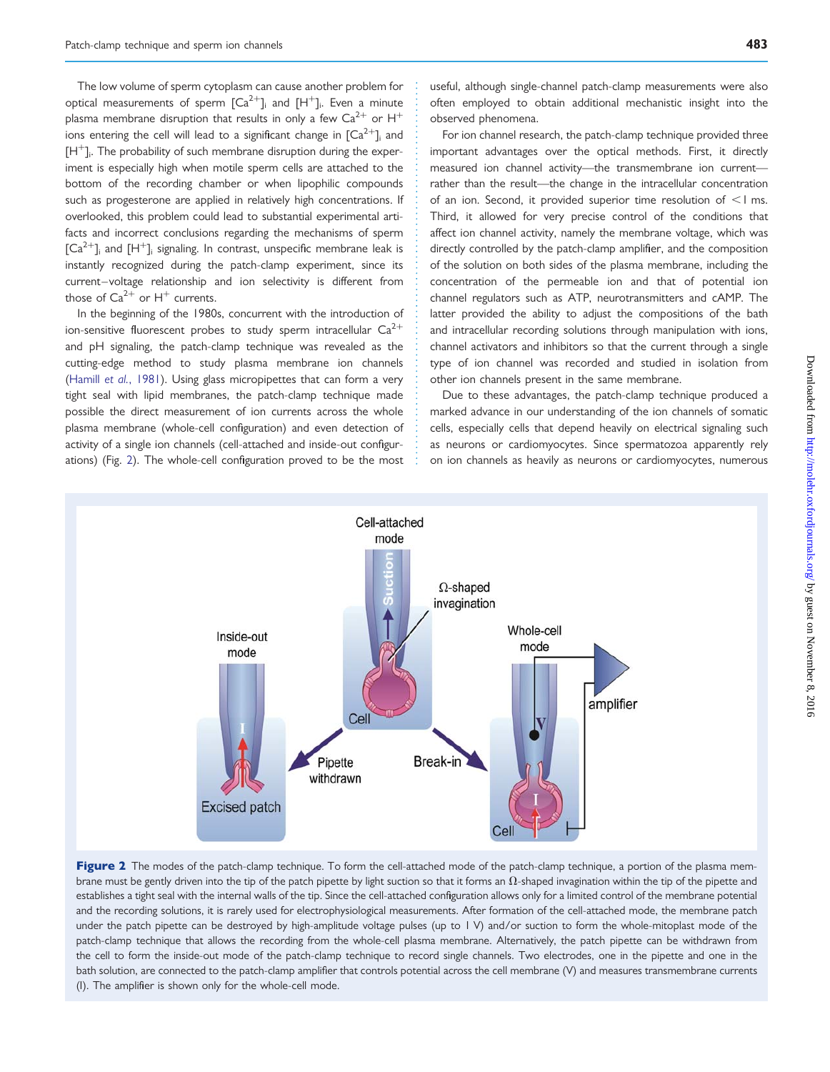The low volume of sperm cytoplasm can cause another problem for optical measurements of sperm $[Ca^{2+}]_i$ and $[H^+]_i$. Even a minute plasma membrane disruption that results in only a few $Ca^{2+}$ or $H^+$ ions entering the cell will lead to a significant change in $[Ca^{2+}]_i$ and $[H^+]_i$. The probability of such membrane disruption during the experiment is especially high when motile sperm cells are attached to the bottom of the recording chamber or when lipophilic compounds such as progesterone are applied in relatively high concentrations. If overlooked, this problem could lead to substantial experimental artifacts and incorrect conclusions regarding the mechanisms of sperm $[Ca^{2+}]_i$ and $[H^+]_i$ signaling. In contrast, unspecific membrane leak is instantly recognized during the patch-clamp experiment, since its current–voltage relationship and ion selectivity is different from those of $Ca^{2+}$ or $H^+$ currents.

In the beginning of the 1980s, concurrent with the introduction of ion-sensitive fluorescent probes to study sperm intracellular $Ca^{2+}$ and pH signaling, the patch-clamp technique was revealed as the cutting-edge method to study plasma membrane ion channels (Hamill *et al.*, 1981). Using glass micropipettes that can form a very tight seal with lipid membranes, the patch-clamp technique made possible the direct measurement of ion currents across the whole plasma membrane (whole-cell configuration) and even detection of activity of a single ion channels (cell-attached and inside-out configurations) (Fig. 2). The whole-cell configuration proved to be the most useful, although single-channel patch-clamp measurements were also often employed to obtain additional mechanistic insight into the observed phenomena.

For ion channel research, the patch-clamp technique provided three important advantages over the optical methods. First, it directly measured ion channel activity—the transmembrane ion current—rather than the result—the change in the intracellular concentration of an ion. Second, it provided superior time resolution of $<1$ ms. Third, it allowed for very precise control of the conditions that affect ion channel activity, namely the membrane voltage, which was directly controlled by the patch-clamp amplifier, and the composition of the solution on both sides of the plasma membrane, including the concentration of the permeable ion and that of potential ion channel regulators such as ATP, neurotransmitters and cAMP. The latter provided the ability to adjust the compositions of the bath and intracellular recording solutions through manipulation with ions, channel activators and inhibitors so that the current through a single type of ion channel was recorded and studied in isolation from other ion channels present in the same membrane.

Due to these advantages, the patch-clamp technique produced a marked advance in our understanding of the ion channels of somatic cells, especially cells that depend heavily on electrical signaling such as neurons or cardiomyocytes. Since spermatozoa apparently rely on ion channels as heavily as neurons or cardiomyocytes, numerous

Cell-attached mode
Suction
Ω-shaped invagination
Inside-out mode
Whole-cell mode
amplifier
Cell
I
V
Pipette withdrawn
Break-in
Excised patch
Cell

**Figure 2** The modes of the patch-clamp technique. To form the cell-attached mode of the patch-clamp technique, a portion of the plasma membrane must be gently driven into the tip of the patch pipette by light suction so that it forms an Ω-shaped invagination within the tip of the pipette and establishes a tight seal with the internal walls of the tip. Since the cell-attached configuration allows only for a limited control of the membrane potential and the recording solutions, it is rarely used for electrophysiological measurements. After formation of the cell-attached mode, the membrane patch under the patch pipette can be destroyed by high-amplitude voltage pulses (up to 1 V) and/or suction to form the whole-mitoplast mode of the patch-clamp technique that allows the recording from the whole-cell plasma membrane. Alternatively, the patch pipette can be withdrawn from the cell to form the inside-out mode of the patch-clamp technique to record single channels. Two electrodes, one in the pipette and one in the bath solution, are connected to the patch-clamp amplifier that controls potential across the cell membrane (V) and measures transmembrane currents (I). The amplifier is shown only for the whole-cell mode.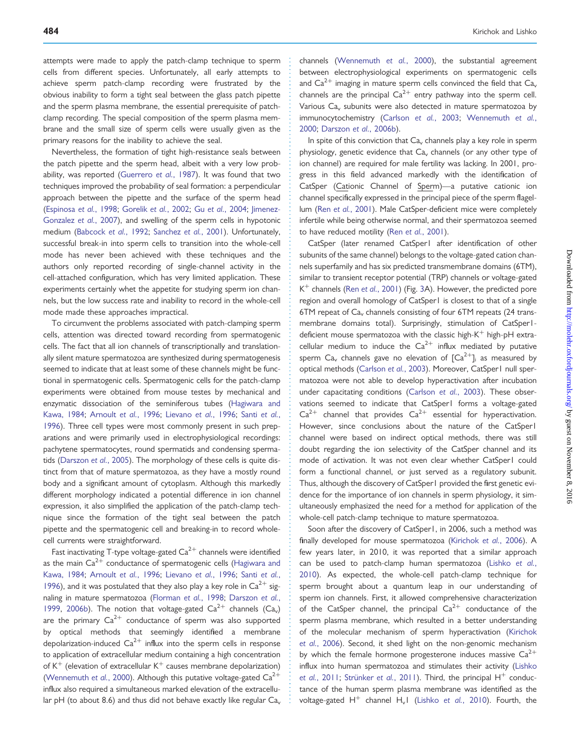attempts were made to apply the patch-clamp technique to sperm cells from different species. Unfortunately, all early attempts to achieve sperm patch-clamp recording were frustrated by the obvious inability to form a tight seal between the glass patch pipette and the sperm plasma membrane, the essential prerequisite of patch-clamp recording. The special composition of the sperm plasma membrane and the small size of sperm cells were usually given as the primary reasons for the inability to achieve the seal.

Nevertheless, the formation of tight high-resistance seals between the patch pipette and the sperm head, albeit with a very low probability, was reported (Guerrero *et al.*, 1987). It was found that two techniques improved the probability of seal formation: a perpendicular approach between the pipette and the surface of the sperm head (Espinosa *et al.*, 1998; Gorelik *et al.*, 2002; Gu *et al.*, 2004; Jimenez-Gonzalez *et al.*, 2007), and swelling of the sperm cells in hypotonic medium (Babcock *et al.*, 1992; Sanchez *et al.*, 2001). Unfortunately, successful break-in into sperm cells to transition into the whole-cell mode has never been achieved with these techniques and the authors only reported recording of single-channel activity in the cell-attached configuration, which has very limited application. These experiments certainly whet the appetite for studying sperm ion channels, but the low success rate and inability to record in the whole-cell mode made these approaches impractical.

To circumvent the problems associated with patch-clamping sperm cells, attention was directed toward recording from spermatogenic cells. The fact that all ion channels of transcriptionally and translationally silent mature spermatozoa are synthesized during spermatogenesis seemed to indicate that at least some of these channels might be functional in spermatogenic cells. Spermatogenic cells for the patch-clamp experiments were obtained from mouse testes by mechanical and enzymatic dissociation of the seminiferous tubes (Hagiwara and Kawa, 1984; Arnoult *et al.*, 1996; Lievano *et al.*, 1996; Santi *et al.*, 1996). Three cell types were most commonly present in such preparations and were primarily used in electrophysiological recordings: pachytene spermatocytes, round spermatids and condensing spermatids (Darszon *et al.*, 2005). The morphology of these cells is quite distinct from that of mature spermatozoa, as they have a mostly round body and a significant amount of cytoplasm. Although this markedly different morphology indicated a potential difference in ion channel expression, it also simplified the application of the patch-clamp technique since the formation of the tight seal between the patch pipette and the spermatogenic cell and breaking-in to record whole-cell currents were straightforward.

Fast inactivating T-type voltage-gated $Ca^{2+}$ channels were identified as the main $Ca^{2+}$ conductance of spermatogenic cells (Hagiwara and Kawa, 1984; Arnoult *et al.*, 1996; Lievano *et al.*, 1996; Santi *et al.*, 1996), and it was postulated that they also play a key role in $Ca^{2+}$ signaling in mature spermatozoa (Florman *et al.*, 1998; Darszon *et al.*, 1999, 2006b). The notion that voltage-gated $Ca^{2+}$ channels ($Ca_v$) are the primary $Ca^{2+}$ conductance of sperm was also supported by optical methods that seemingly identified a membrane depolarization-induced $Ca^{2+}$ influx into the sperm cells in response to application of extracellular medium containing a high concentration of $K^+$ (elevation of extracellular $K^+$ causes membrane depolarization) (Wennemuth *et al.*, 2000). Although this putative voltage-gated $Ca^{2+}$ influx also required a simultaneous marked elevation of the extracellular pH (to about 8.6) and thus did not behave exactly like regular $Ca_v$ channels (Wennemuth *et al.*, 2000), the substantial agreement between electrophysiological experiments on spermatogenic cells and $Ca^{2+}$ imaging in mature sperm cells convinced the field that $Ca_v$ channels are the principal $Ca^{2+}$ entry pathway into the sperm cell. Various $Ca_v$ subunits were also detected in mature spermatozoa by immunocytochemistry (Carlson *et al.*, 2003; Wennemuth *et al.*, 2000; Darszon *et al.*, 2006b).

In spite of this conviction that $Ca_v$ channels play a key role in sperm physiology, genetic evidence that $Ca_v$ channels (or any other type of ion channel) are required for male fertility was lacking. In 2001, progress in this field advanced markedly with the identification of CatSper (Cationic Channel of Sperm)—a putative cationic ion channel specifically expressed in the principal piece of the sperm flagellum (Ren *et al.*, 2001). Male CatSper-deficient mice were completely infertile while being otherwise normal, and their spermatozoa seemed to have reduced motility (Ren *et al.*, 2001).

CatSper (later renamed CatSper1 after identification of other subunits of the same channel) belongs to the voltage-gated cation channels superfamily and has six predicted transmembrane domains (6TM), similar to transient receptor potential (TRP) channels or voltage-gated $K^+$ channels (Ren *et al.*, 2001) (Fig. 3A). However, the predicted pore region and overall homology of CatSper1 is closest to that of a single 6TM repeat of $Ca_v$ channels consisting of four 6TM repeats (24 transmembrane domains total). Surprisingly, stimulation of CatSper1-deficient mouse spermatozoa with the classic high-$K^+$ high-pH extracellular medium to induce the $Ca^{2+}$ influx mediated by putative sperm $Ca_v$ channels gave no elevation of $[Ca^{2+}]_i$ as measured by optical methods (Carlson *et al.*, 2003). Moreover, CatSper1 null spermatozoa were not able to develop hyperactivation after incubation under capacitating conditions (Carlson *et al.*, 2003). These observations seemed to indicate that CatSper1 forms a voltage-gated $Ca^{2+}$ channel that provides $Ca^{2+}$ essential for hyperactivation. However, since conclusions about the nature of the CatSper1 channel were based on indirect optical methods, there was still doubt regarding the ion selectivity of the CatSper channel and its mode of activation. It was not even clear whether CatSper1 could form a functional channel, or just served as a regulatory subunit. Thus, although the discovery of CatSper1 provided the first genetic evidence for the importance of ion channels in sperm physiology, it simultaneously emphasized the need for a method for application of the whole-cell patch-clamp technique to mature spermatozoa.

Soon after the discovery of CatSper1, in 2006, such a method was finally developed for mouse spermatozoa (Kirichok *et al.*, 2006). A few years later, in 2010, it was reported that a similar approach can be used to patch-clamp human spermatozoa (Lishko *et al.*, 2010). As expected, the whole-cell patch-clamp technique for sperm brought about a quantum leap in our understanding of sperm ion channels. First, it allowed comprehensive characterization of the CatSper channel, the principal $Ca^{2+}$ conductance of the sperm plasma membrane, which resulted in a better understanding of the molecular mechanism of sperm hyperactivation (Kirichok *et al.*, 2006). Second, it shed light on the non-genomic mechanism by which the female hormone progesterone induces massive $Ca^{2+}$ influx into human spermatozoa and stimulates their activity (Lishko *et al.*, 2011; Strünker *et al.*, 2011). Third, the principal $H^+$ conductance of the human sperm plasma membrane was identified as the voltage-gated $H^+$ channel $H_v1$ (Lishko *et al.*, 2010). Fourth, the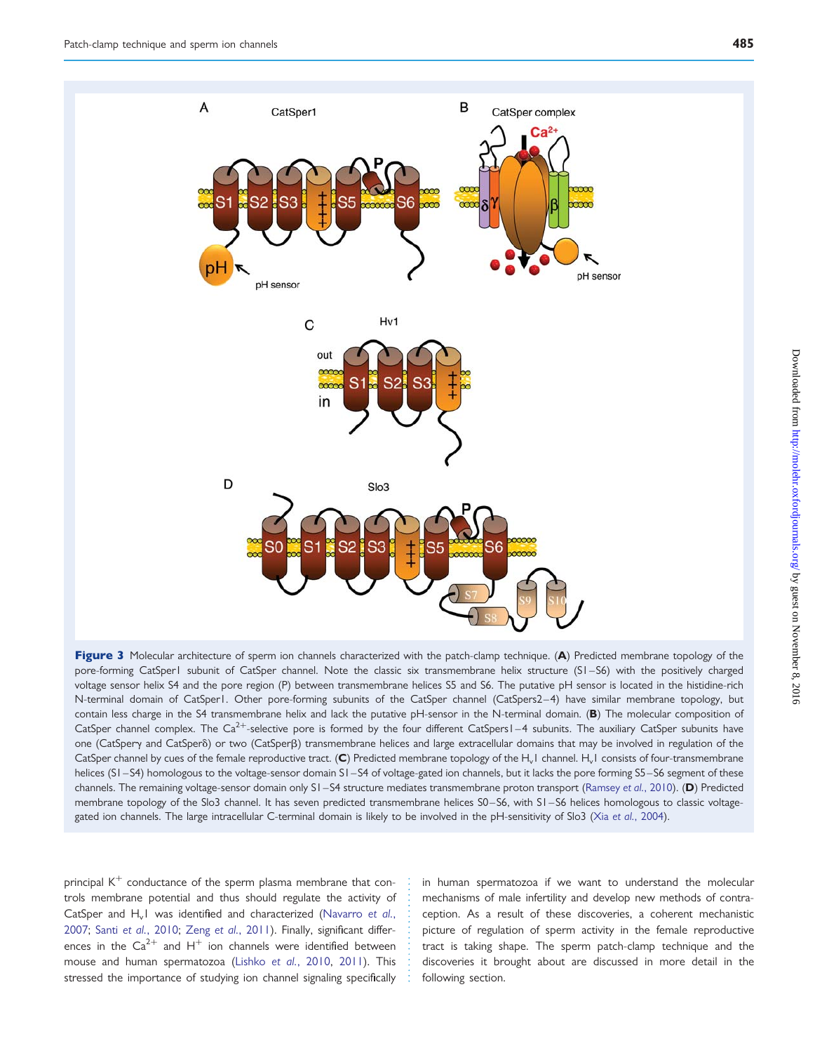A

CatSper1

S1 S2 S3 S5 S6

P

pH

pH sensor

B

CatSper complex

$Ca^{2+}$

δ γ β

pH sensor

C

Hv1

out

in

S1 S2 S3

D

Slo3

S0 S1 S2 S3 S5 S6

P

S7 S8 S9 S10

**Figure 3** Molecular architecture of sperm ion channels characterized with the patch-clamp technique. (**A**) Predicted membrane topology of the pore-forming CatSper1 subunit of CatSper channel. Note the classic six transmembrane helix structure (S1–S6) with the positively charged voltage sensor helix S4 and the pore region (P) between transmembrane helices S5 and S6. The putative pH sensor is located in the histidine-rich N-terminal domain of CatSper1. Other pore-forming subunits of the CatSper channel (CatSpers2–4) have similar membrane topology, but contain less charge in the S4 transmembrane helix and lack the putative pH-sensor in the N-terminal domain. (**B**) The molecular composition of CatSper channel complex. The $Ca^{2+}$-selective pore is formed by the four different CatSpers1–4 subunits. The auxiliary CatSper subunits have one (CatSperγ and CatSperδ) or two (CatSperβ) transmembrane helices and large extracellular domains that may be involved in regulation of the CatSper channel by cues of the female reproductive tract. (**C**) Predicted membrane topology of the $H_v1$ channel. $H_v1$ consists of four-transmembrane helices (S1–S4) homologous to the voltage-sensor domain S1–S4 of voltage-gated ion channels, but it lacks the pore forming S5–S6 segment of these channels. The remaining voltage-sensor domain only S1–S4 structure mediates transmembrane proton transport (Ramsey *et al.*, 2010). (**D**) Predicted membrane topology of the Slo3 channel. It has seven predicted transmembrane helices S0–S6, with S1–S6 helices homologous to classic voltage-gated ion channels. The large intracellular C-terminal domain is likely to be involved in the pH-sensitivity of Slo3 (Xia *et al.*, 2004).

principal $K^+$ conductance of the sperm plasma membrane that controls membrane potential and thus should regulate the activity of CatSper and $H_v1$ was identified and characterized (Navarro *et al.*, 2007; Santi *et al.*, 2010; Zeng *et al.*, 2011). Finally, significant differences in the $Ca^{2+}$ and $H^+$ ion channels were identified between mouse and human spermatozoa (Lishko *et al.*, 2010, 2011). This stressed the importance of studying ion channel signaling specifically in human spermatozoa if we want to understand the molecular mechanisms of male infertility and develop new methods of contraception. As a result of these discoveries, a coherent mechanistic picture of regulation of sperm activity in the female reproductive tract is taking shape. The sperm patch-clamp technique and the discoveries it brought about are discussed in more detail in the following section.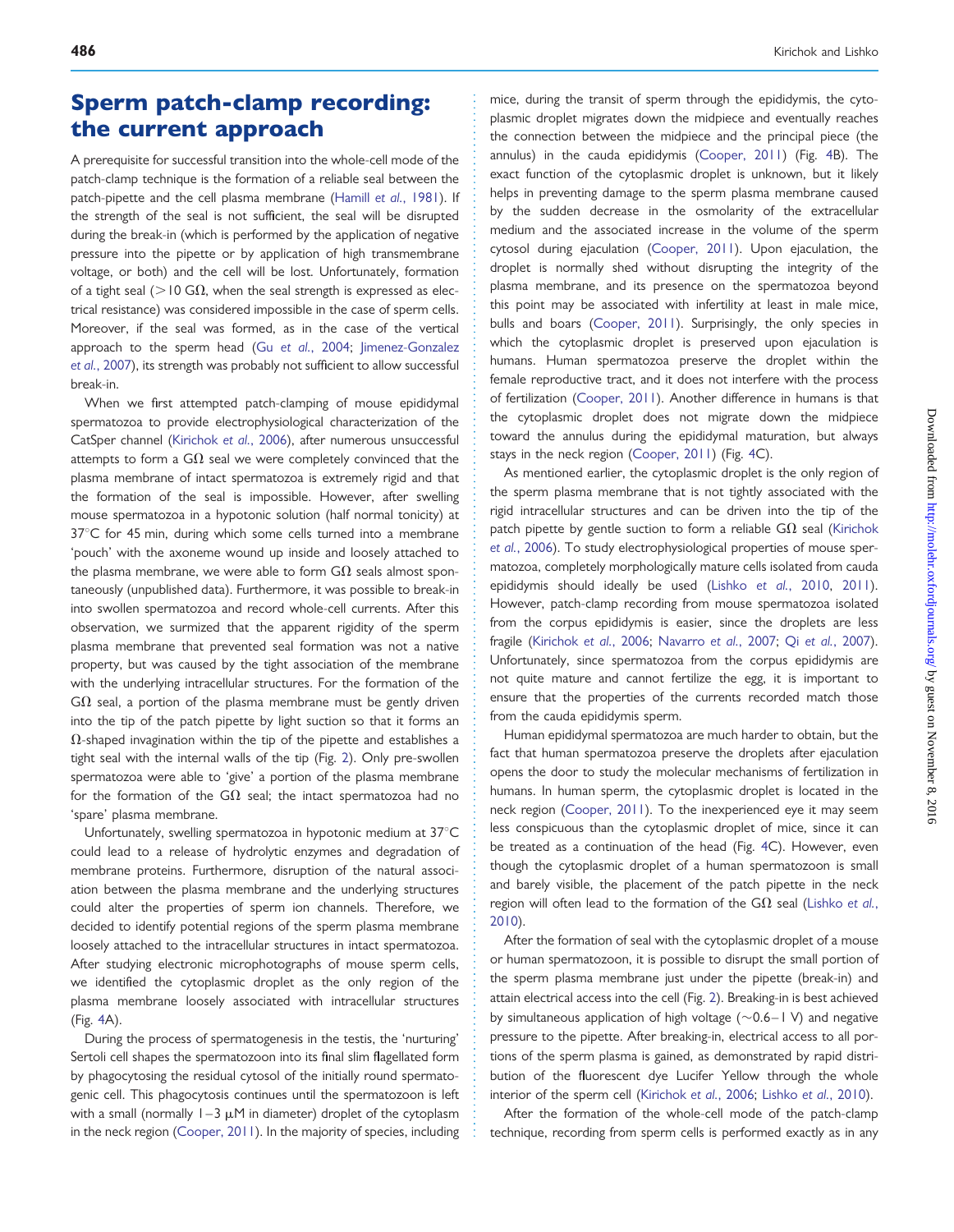## Sperm patch-clamp recording: the current approach

A prerequisite for successful transition into the whole-cell mode of the patch-clamp technique is the formation of a reliable seal between the patch-pipette and the cell plasma membrane (Hamill *et al.*, 1981). If the strength of the seal is not sufficient, the seal will be disrupted during the break-in (which is performed by the application of negative pressure into the pipette or by application of high transmembrane voltage, or both) and the cell will be lost. Unfortunately, formation of a tight seal (>10 GΩ, when the seal strength is expressed as electrical resistance) was considered impossible in the case of sperm cells. Moreover, if the seal was formed, as in the case of the vertical approach to the sperm head (Gu *et al.*, 2004; Jimenez-Gonzalez *et al.*, 2007), its strength was probably not sufficient to allow successful break-in.

When we first attempted patch-clamping of mouse epididymal spermatozoa to provide electrophysiological characterization of the CatSper channel (Kirichok *et al.*, 2006), after numerous unsuccessful attempts to form a GΩ seal we were completely convinced that the plasma membrane of intact spermatozoa is extremely rigid and that the formation of the seal is impossible. However, after swelling mouse spermatozoa in a hypotonic solution (half normal tonicity) at 37°C for 45 min, during which some cells turned into a membrane 'pouch' with the axoneme wound up inside and loosely attached to the plasma membrane, we were able to form GΩ seals almost spontaneously (unpublished data). Furthermore, it was possible to break-in into swollen spermatozoa and record whole-cell currents. After this observation, we surmized that the apparent rigidity of the sperm plasma membrane that prevented seal formation was not a native property, but was caused by the tight association of the membrane with the underlying intracellular structures. For the formation of the GΩ seal, a portion of the plasma membrane must be gently driven into the tip of the patch pipette by light suction so that it forms an Ω-shaped invagination within the tip of the pipette and establishes a tight seal with the internal walls of the tip (Fig. 2). Only pre-swollen spermatozoa were able to 'give' a portion of the plasma membrane for the formation of the GΩ seal; the intact spermatozoa had no 'spare' plasma membrane.

Unfortunately, swelling spermatozoa in hypotonic medium at 37°C could lead to a release of hydrolytic enzymes and degradation of membrane proteins. Furthermore, disruption of the natural association between the plasma membrane and the underlying structures could alter the properties of sperm ion channels. Therefore, we decided to identify potential regions of the sperm plasma membrane loosely attached to the intracellular structures in intact spermatozoa. After studying electronic microphotographs of mouse sperm cells, we identified the cytoplasmic droplet as the only region of the plasma membrane loosely associated with intracellular structures (Fig. 4A).

During the process of spermatogenesis in the testis, the 'nurturing' Sertoli cell shapes the spermatozoon into its final slim flagellated form by phagocytosing the residual cytosol of the initially round spermatogenic cell. This phagocytosis continues until the spermatozoon is left with a small (normally 1–3 μM in diameter) droplet of the cytoplasm in the neck region (Cooper, 2011). In the majority of species, including mice, during the transit of sperm through the epididymis, the cytoplasmic droplet migrates down the midpiece and eventually reaches the connection between the midpiece and the principal piece (the annulus) in the cauda epididymis (Cooper, 2011) (Fig. 4B). The exact function of the cytoplasmic droplet is unknown, but it likely helps in preventing damage to the sperm plasma membrane caused by the sudden decrease in the osmolarity of the extracellular medium and the associated increase in the volume of the sperm cytosol during ejaculation (Cooper, 2011). Upon ejaculation, the droplet is normally shed without disrupting the integrity of the plasma membrane, and its presence on the spermatozoa beyond this point may be associated with infertility at least in male mice, bulls and boars (Cooper, 2011). Surprisingly, the only species in which the cytoplasmic droplet is preserved upon ejaculation is humans. Human spermatozoa preserve the droplet within the female reproductive tract, and it does not interfere with the process of fertilization (Cooper, 2011). Another difference in humans is that the cytoplasmic droplet does not migrate down the midpiece toward the annulus during the epididymal maturation, but always stays in the neck region (Cooper, 2011) (Fig. 4C).

As mentioned earlier, the cytoplasmic droplet is the only region of the sperm plasma membrane that is not tightly associated with the rigid intracellular structures and can be driven into the tip of the patch pipette by gentle suction to form a reliable GΩ seal (Kirichok *et al.*, 2006). To study electrophysiological properties of mouse spermatozoa, completely morphologically mature cells isolated from cauda epididymis should ideally be used (Lishko *et al.*, 2010, 2011). However, patch-clamp recording from mouse spermatozoa isolated from the corpus epididymis is easier, since the droplets are less fragile (Kirichok *et al.*, 2006; Navarro *et al.*, 2007; Qi *et al.*, 2007). Unfortunately, since spermatozoa from the corpus epididymis are not quite mature and cannot fertilize the egg, it is important to ensure that the properties of the currents recorded match those from the cauda epididymis sperm.

Human epididymal spermatozoa are much harder to obtain, but the fact that human spermatozoa preserve the droplets after ejaculation opens the door to study the molecular mechanisms of fertilization in humans. In human sperm, the cytoplasmic droplet is located in the neck region (Cooper, 2011). To the inexperienced eye it may seem less conspicuous than the cytoplasmic droplet of mice, since it can be treated as a continuation of the head (Fig. 4C). However, even though the cytoplasmic droplet of a human spermatozoon is small and barely visible, the placement of the patch pipette in the neck region will often lead to the formation of the GΩ seal (Lishko *et al.*, 2010).

After the formation of seal with the cytoplasmic droplet of a mouse or human spermatozoon, it is possible to disrupt the small portion of the sperm plasma membrane just under the pipette (break-in) and attain electrical access into the cell (Fig. 2). Breaking-in is best achieved by simultaneous application of high voltage (~0.6–1 V) and negative pressure to the pipette. After breaking-in, electrical access to all portions of the sperm plasma is gained, as demonstrated by rapid distribution of the fluorescent dye Lucifer Yellow through the whole interior of the sperm cell (Kirichok *et al.*, 2006; Lishko *et al.*, 2010).

After the formation of the whole-cell mode of the patch-clamp technique, recording from sperm cells is performed exactly as in any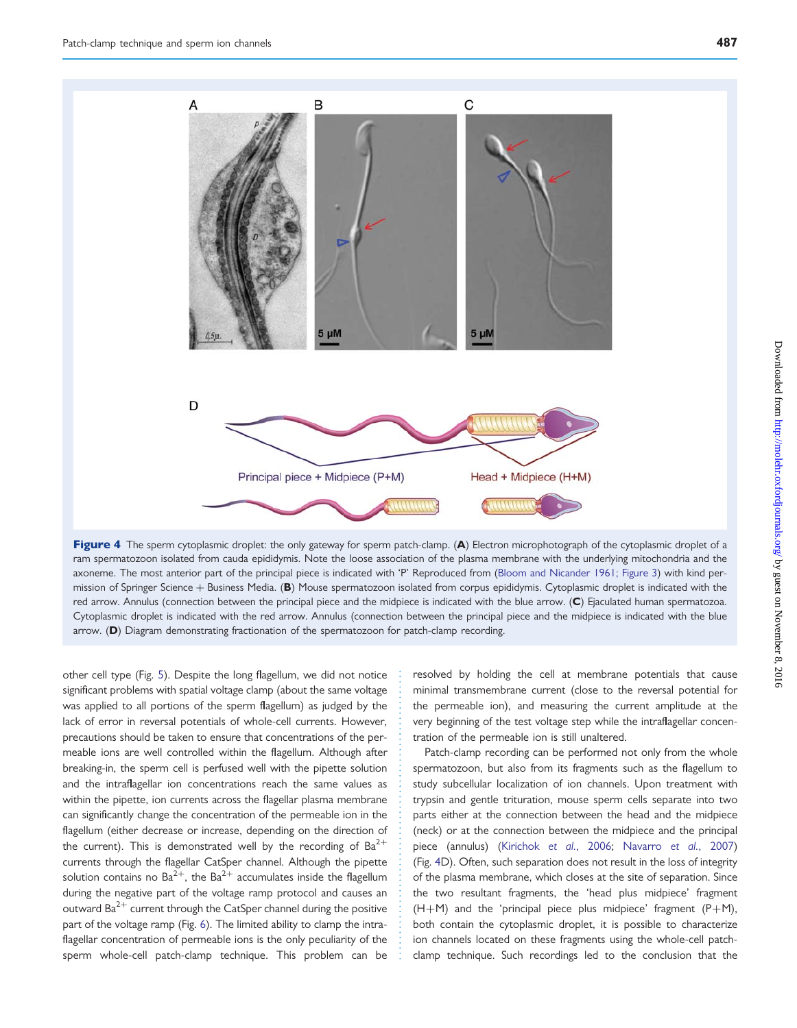A

B

C

5 μM

5 μM

D

Principal piece + Midpiece (P+M)

Head + Midpiece (H+M)

**Figure 4** The sperm cytoplasmic droplet: the only gateway for sperm patch-clamp. (**A**) Electron microphotograph of the cytoplasmic droplet of a ram spermatozoon isolated from cauda epididymis. Note the loose association of the plasma membrane with the underlying mitochondria and the axoneme. The most anterior part of the principal piece is indicated with 'P' Reproduced from (Bloom and Nicander 1961; Figure 3) with kind permission of Springer Science + Business Media. (**B**) Mouse spermatozoon isolated from corpus epididymis. Cytoplasmic droplet is indicated with the red arrow. Annulus (connection between the principal piece and the midpiece is indicated with the blue arrow. (**C**) Ejaculated human spermatozoa. Cytoplasmic droplet is indicated with the red arrow. Annulus (connection between the principal piece and the midpiece is indicated with the blue arrow. (**D**) Diagram demonstrating fractionation of the spermatozoon for patch-clamp recording.

other cell type (Fig. 5). Despite the long flagellum, we did not notice significant problems with spatial voltage clamp (about the same voltage was applied to all portions of the sperm flagellum) as judged by the lack of error in reversal potentials of whole-cell currents. However, precautions should be taken to ensure that concentrations of the permeable ions are well controlled within the flagellum. Although after breaking-in, the sperm cell is perfused well with the pipette solution and the intraflagellar ion concentrations reach the same values as within the pipette, ion currents across the flagellar plasma membrane can significantly change the concentration of the permeable ion in the flagellum (either decrease or increase, depending on the direction of the current). This is demonstrated well by the recording of $Ba^{2+}$ currents through the flagellar CatSper channel. Although the pipette solution contains no $Ba^{2+}$, the $Ba^{2+}$ accumulates inside the flagellum during the negative part of the voltage ramp protocol and causes an outward $Ba^{2+}$ current through the CatSper channel during the positive part of the voltage ramp (Fig. 6). The limited ability to clamp the intraflagellar concentration of permeable ions is the only peculiarity of the sperm whole-cell patch-clamp technique. This problem can be resolved by holding the cell at membrane potentials that cause minimal transmembrane current (close to the reversal potential for the permeable ion), and measuring the current amplitude at the very beginning of the test voltage step while the intraflagellar concentration of the permeable ion is still unaltered.

Patch-clamp recording can be performed not only from the whole spermatozoon, but also from its fragments such as the flagellum to study subcellular localization of ion channels. Upon treatment with trypsin and gentle trituration, mouse sperm cells separate into two parts either at the connection between the head and the midpiece (neck) or at the connection between the midpiece and the principal piece (annulus) (Kirichok *et al.*, 2006; Navarro *et al.*, 2007) (Fig. 4D). Often, such separation does not result in the loss of integrity of the plasma membrane, which closes at the site of separation. Since the two resultant fragments, the 'head plus midpiece' fragment (H+M) and the 'principal piece plus midpiece' fragment (P+M), both contain the cytoplasmic droplet, it is possible to characterize ion channels located on these fragments using the whole-cell patch-clamp technique. Such recordings led to the conclusion that the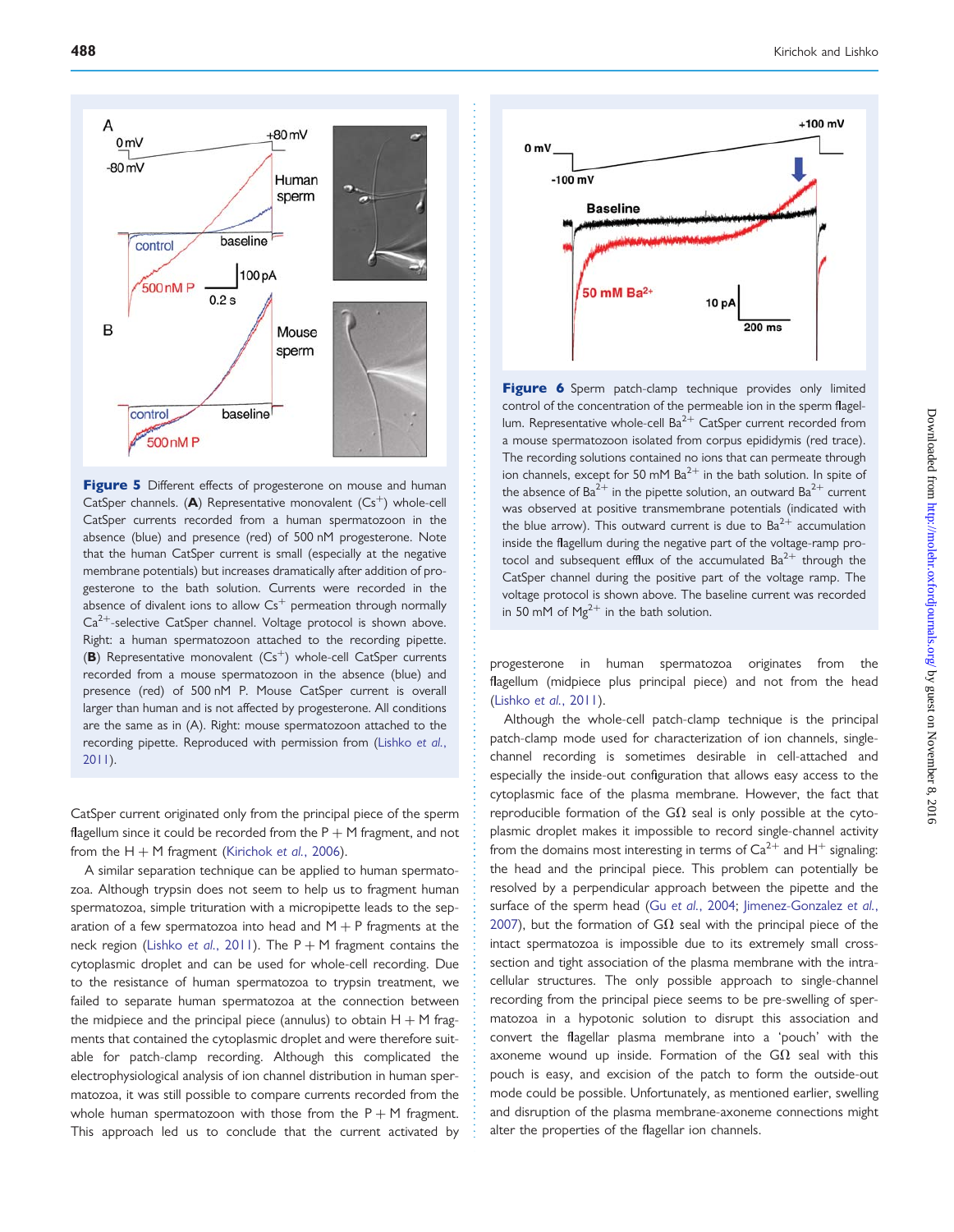A

0 mV

+80 mV

-80 mV

Human sperm

control

baseline

500 nM P

100 pA

0.2 s

B

Mouse sperm

control

baseline

500 nM P

**Figure 5** Different effects of progesterone on mouse and human CatSper channels. (**A**) Representative monovalent ($Cs^+$) whole-cell CatSper currents recorded from a human spermatozoon in the absence (blue) and presence (red) of 500 nM progesterone. Note that the human CatSper current is small (especially at the negative membrane potentials) but increases dramatically after addition of progesterone to the bath solution. Currents were recorded in the absence of divalent ions to allow $Cs^+$ permeation through normally $Ca^{2+}$-selective CatSper channel. Voltage protocol is shown above. Right: a human spermatozoon attached to the recording pipette. (**B**) Representative monovalent ($Cs^+$) whole-cell CatSper currents recorded from a mouse spermatozoon in the absence (blue) and presence (red) of 500 nM P. Mouse CatSper current is overall larger than human and is not affected by progesterone. All conditions are the same as in (A). Right: mouse spermatozoon attached to the recording pipette. Reproduced with permission from (Lishko *et al.*, 2011).

0 mV

+100 mV

-100 mV

Baseline

50 mM $Ba^{2+}$

10 pA

200 ms

**Figure 6** Sperm patch-clamp technique provides only limited control of the concentration of the permeable ion in the sperm flagellum. Representative whole-cell $Ba^{2+}$ CatSper current recorded from a mouse spermatozoon isolated from corpus epididymis (red trace). The recording solutions contained no ions that can permeate through ion channels, except for 50 mM $Ba^{2+}$ in the bath solution. In spite of the absence of $Ba^{2+}$ in the pipette solution, an outward $Ba^{2+}$ current was observed at positive transmembrane potentials (indicated with the blue arrow). This outward current is due to $Ba^{2+}$ accumulation inside the flagellum during the negative part of the voltage-ramp protocol and subsequent efflux of the accumulated $Ba^{2+}$ through the CatSper channel during the positive part of the voltage ramp. The voltage protocol is shown above. The baseline current was recorded in 50 mM of $Mg^{2+}$ in the bath solution.

CatSper current originated only from the principal piece of the sperm flagellum since it could be recorded from the P + M fragment, and not from the H + M fragment (Kirichok *et al.*, 2006).

A similar separation technique can be applied to human spermatozoa. Although trypsin does not seem to help us to fragment human spermatozoa, simple trituration with a micropipette leads to the separation of a few spermatozoa into head and M + P fragments at the neck region (Lishko *et al.*, 2011). The P + M fragment contains the cytoplasmic droplet and can be used for whole-cell recording. Due to the resistance of human spermatozoa to trypsin treatment, we failed to separate human spermatozoa at the connection between the midpiece and the principal piece (annulus) to obtain H + M fragments that contained the cytoplasmic droplet and were therefore suitable for patch-clamp recording. Although this complicated the electrophysiological analysis of ion channel distribution in human spermatozoa, it was still possible to compare currents recorded from the whole human spermatozoon with those from the P + M fragment. This approach led us to conclude that the current activated by progesterone in human spermatozoa originates from the flagellum (midpiece plus principal piece) and not from the head (Lishko *et al.*, 2011).

Although the whole-cell patch-clamp technique is the principal patch-clamp mode used for characterization of ion channels, single-channel recording is sometimes desirable in cell-attached and especially the inside-out configuration that allows easy access to the cytoplasmic face of the plasma membrane. However, the fact that reproducible formation of the GΩ seal is only possible at the cytoplasmic droplet makes it impossible to record single-channel activity from the domains most interesting in terms of $Ca^{2+}$ and $H^+$ signaling: the head and the principal piece. This problem can potentially be resolved by a perpendicular approach between the pipette and the surface of the sperm head (Gu *et al.*, 2004; Jimenez-Gonzalez *et al.*, 2007), but the formation of GΩ seal with the principal piece of the intact spermatozoa is impossible due to its extremely small cross-section and tight association of the plasma membrane with the intracellular structures. The only possible approach to single-channel recording from the principal piece seems to be pre-swelling of spermatozoa in a hypotonic solution to disrupt this association and convert the flagellar plasma membrane into a 'pouch' with the axoneme wound up inside. Formation of the GΩ seal with this pouch is easy, and excision of the patch to form the outside-out mode could be possible. Unfortunately, as mentioned earlier, swelling and disruption of the plasma membrane-axoneme connections might alter the properties of the flagellar ion channels.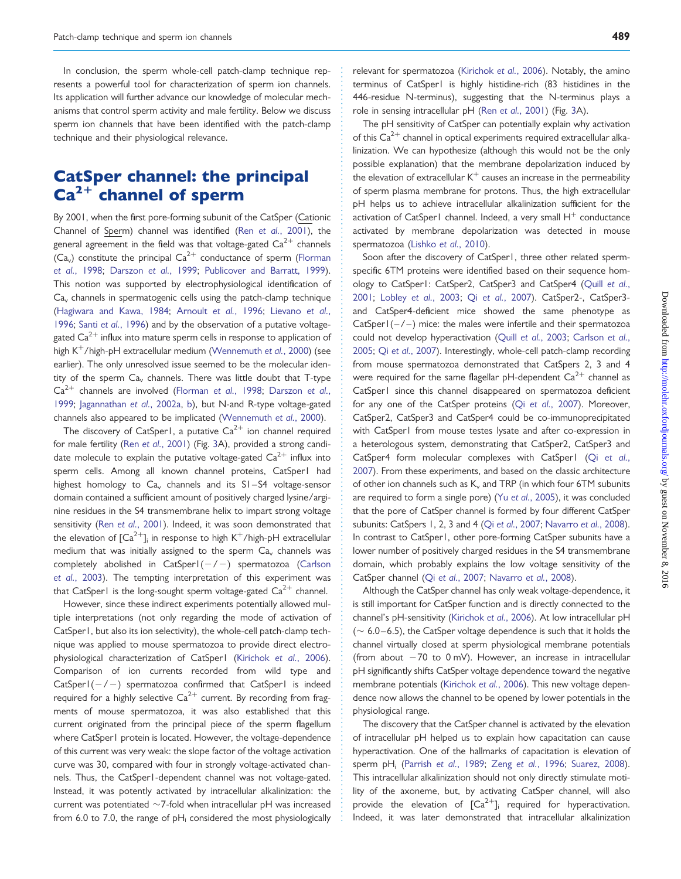In conclusion, the sperm whole-cell patch-clamp technique represents a powerful tool for characterization of sperm ion channels. Its application will further advance our knowledge of molecular mechanisms that control sperm activity and male fertility. Below we discuss sperm ion channels that have been identified with the patch-clamp technique and their physiological relevance.

## CatSper channel: the principal $Ca^{2+}$ channel of sperm

By 2001, when the first pore-forming subunit of the CatSper (Cationic Channel of Sperm) channel was identified (Ren *et al.*, 2001), the general agreement in the field was that voltage-gated $Ca^{2+}$ channels ($Ca_v$) constitute the principal $Ca^{2+}$ conductance of sperm (Florman *et al.*, 1998; Darszon *et al.*, 1999; Publicover and Barratt, 1999). This notion was supported by electrophysiological identification of $Ca_v$ channels in spermatogenic cells using the patch-clamp technique (Hagiwara and Kawa, 1984; Arnoult *et al.*, 1996; Lievano *et al.*, 1996; Santi *et al.*, 1996) and by the observation of a putative voltage-gated $Ca^{2+}$ influx into mature sperm cells in response to application of high $K^+$/high-pH extracellular medium (Wennemuth *et al.*, 2000) (see earlier). The only unresolved issue seemed to be the molecular identity of the sperm $Ca_v$ channels. There was little doubt that T-type $Ca^{2+}$ channels are involved (Florman *et al.*, 1998; Darszon *et al.*, 1999; Jagannathan *et al.*, 2002a, b), but N-and R-type voltage-gated channels also appeared to be implicated (Wennemuth *et al.*, 2000).

The discovery of CatSper1, a putative $Ca^{2+}$ ion channel required for male fertility (Ren *et al.*, 2001) (Fig. 3A), provided a strong candidate molecule to explain the putative voltage-gated $Ca^{2+}$ influx into sperm cells. Among all known channel proteins, CatSper1 had highest homology to $Ca_v$ channels and its S1–S4 voltage-sensor domain contained a sufficient amount of positively charged lysine/arginine residues in the S4 transmembrane helix to impart strong voltage sensitivity (Ren *et al.*, 2001). Indeed, it was soon demonstrated that the elevation of $[Ca^{2+}]_i$ in response to high $K^+$/high-pH extracellular medium that was initially assigned to the sperm $Ca_v$ channels was completely abolished in CatSper1(−/−) spermatozoa (Carlson *et al.*, 2003). The tempting interpretation of this experiment was that CatSper1 is the long-sought sperm voltage-gated $Ca^{2+}$ channel.

However, since these indirect experiments potentially allowed multiple interpretations (not only regarding the mode of activation of CatSper1, but also its ion selectivity), the whole-cell patch-clamp technique was applied to mouse spermatozoa to provide direct electrophysiological characterization of CatSper1 (Kirichok *et al.*, 2006). Comparison of ion currents recorded from wild type and CatSper1(−/−) spermatozoa confirmed that CatSper1 is indeed required for a highly selective $Ca^{2+}$ current. By recording from fragments of mouse spermatozoa, it was also established that this current originated from the principal piece of the sperm flagellum where CatSper1 protein is located. However, the voltage-dependence of this current was very weak: the slope factor of the voltage activation curve was 30, compared with four in strongly voltage-activated channels. Thus, the CatSper1-dependent channel was not voltage-gated. Instead, it was potently activated by intracellular alkalinization: the current was potentiated ~7-fold when intracellular pH was increased from 6.0 to 7.0, the range of $pH_i$ considered the most physiologically relevant for spermatozoa (Kirichok *et al.*, 2006). Notably, the amino terminus of CatSper1 is highly histidine-rich (83 histidines in the 446-residue N-terminus), suggesting that the N-terminus plays a role in sensing intracellular pH (Ren *et al.*, 2001) (Fig. 3A).

The pH sensitivity of CatSper can potentially explain why activation of this $Ca^{2+}$ channel in optical experiments required extracellular alkalinization. We can hypothesize (although this would not be the only possible explanation) that the membrane depolarization induced by the elevation of extracellular $K^+$ causes an increase in the permeability of sperm plasma membrane for protons. Thus, the high extracellular pH helps us to achieve intracellular alkalinization sufficient for the activation of CatSper1 channel. Indeed, a very small $H^+$ conductance activated by membrane depolarization was detected in mouse spermatozoa (Lishko *et al.*, 2010).

Soon after the discovery of CatSper1, three other related sperm-specific 6TM proteins were identified based on their sequence homology to CatSper1: CatSper2, CatSper3 and CatSper4 (Quill *et al.*, 2001; Lobley *et al.*, 2003; Qi *et al.*, 2007). CatSper2-, CatSper3- and CatSper4-deficient mice showed the same phenotype as CatSper1(−/−) mice: the males were infertile and their spermatozoa could not develop hyperactivation (Quill *et al.*, 2003; Carlson *et al.*, 2005; Qi *et al.*, 2007). Interestingly, whole-cell patch-clamp recording from mouse spermatozoa demonstrated that CatSpers 2, 3 and 4 were required for the same flagellar pH-dependent $Ca^{2+}$ channel as CatSper1 since this channel disappeared on spermatozoa deficient for any one of the CatSper proteins (Qi *et al.*, 2007). Moreover, CatSper2, CatSper3 and CatSper4 could be co-immunoprecipitated with CatSper1 from mouse testes lysate and after co-expression in a heterologous system, demonstrating that CatSper2, CatSper3 and CatSper4 form molecular complexes with CatSper1 (Qi *et al.*, 2007). From these experiments, and based on the classic architecture of other ion channels such as $K_v$ and TRP (in which four 6TM subunits are required to form a single pore) (Yu *et al.*, 2005), it was concluded that the pore of CatSper channel is formed by four different CatSper subunits: CatSpers 1, 2, 3 and 4 (Qi *et al.*, 2007; Navarro *et al.*, 2008). In contrast to CatSper1, other pore-forming CatSper subunits have a lower number of positively charged residues in the S4 transmembrane domain, which probably explains the low voltage sensitivity of the CatSper channel (Qi *et al.*, 2007; Navarro *et al.*, 2008).

Although the CatSper channel has only weak voltage-dependence, it is still important for CatSper function and is directly connected to the channel's pH-sensitivity (Kirichok *et al.*, 2006). At low intracellular pH (~ 6.0–6.5), the CatSper voltage dependence is such that it holds the channel virtually closed at sperm physiological membrane potentials (from about −70 to 0 mV). However, an increase in intracellular pH significantly shifts CatSper voltage dependence toward the negative membrane potentials (Kirichok *et al.*, 2006). This new voltage dependence now allows the channel to be opened by lower potentials in the physiological range.

The discovery that the CatSper channel is activated by the elevation of intracellular pH helped us to explain how capacitation can cause hyperactivation. One of the hallmarks of capacitation is elevation of sperm $pH_i$ (Parrish *et al.*, 1989; Zeng *et al.*, 1996; Suarez, 2008). This intracellular alkalinization should not only directly stimulate motility of the axoneme, but, by activating CatSper channel, will also provide the elevation of $[Ca^{2+}]_i$ required for hyperactivation. Indeed, it was later demonstrated that intracellular alkalinization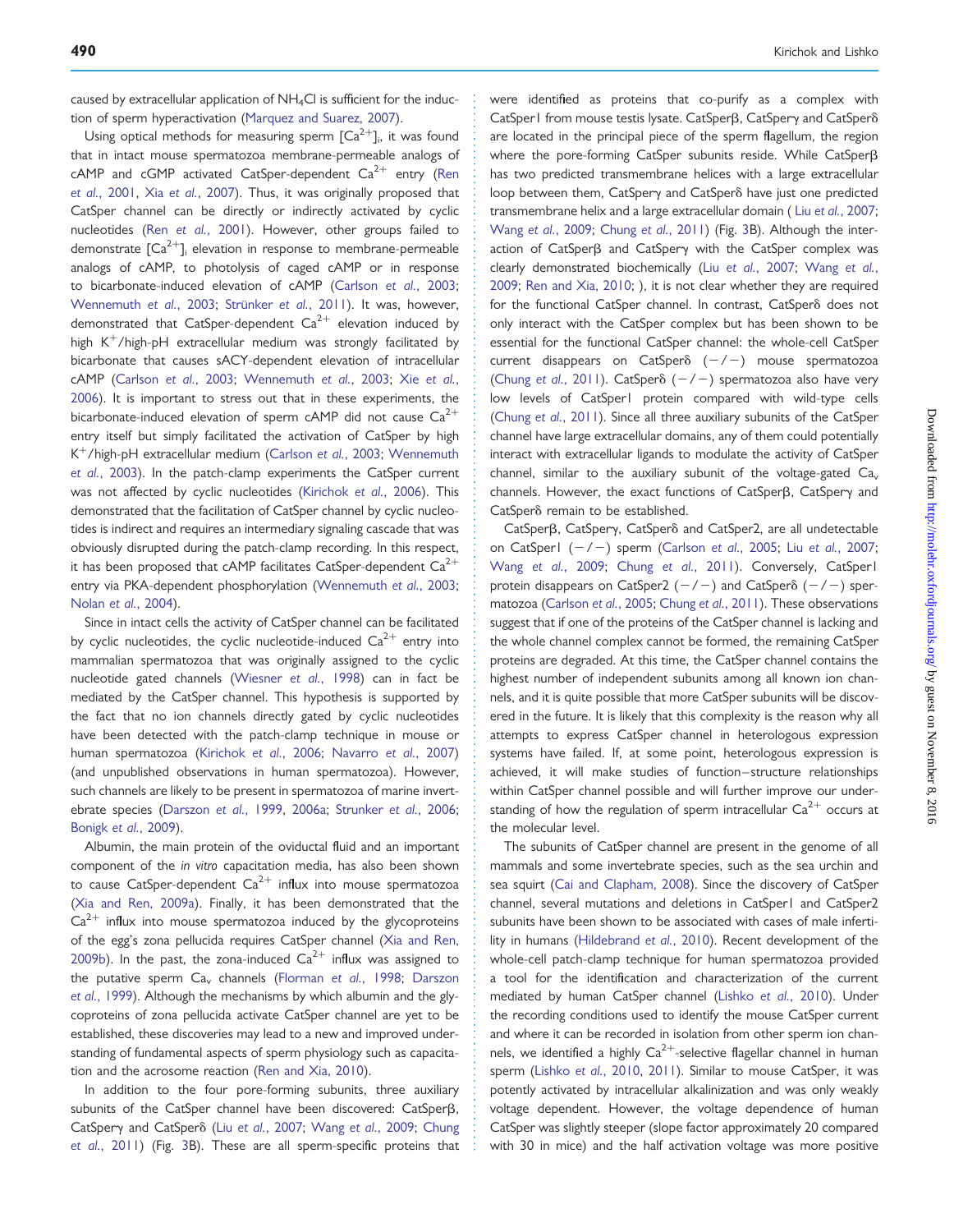caused by extracellular application of $NH_4Cl$ is sufficient for the induction of sperm hyperactivation (Marquez and Suarez, 2007).

Using optical methods for measuring sperm $[Ca^{2+}]_i$, it was found that in intact mouse spermatozoa membrane-permeable analogs of cAMP and cGMP activated CatSper-dependent $Ca^{2+}$ entry (Ren et al., 2001, Xia et al., 2007). Thus, it was originally proposed that CatSper channel can be directly or indirectly activated by cyclic nucleotides (Ren et al., 2001). However, other groups failed to demonstrate $[Ca^{2+}]_i$ elevation in response to membrane-permeable analogs of cAMP, to photolysis of caged cAMP or in response to bicarbonate-induced elevation of cAMP (Carlson et al., 2003; Wennemuth et al., 2003; Strünker et al., 2011). It was, however, demonstrated that CatSper-dependent $Ca^{2+}$ elevation induced by high $K^+$/high-pH extracellular medium was strongly facilitated by bicarbonate that causes sACY-dependent elevation of intracellular cAMP (Carlson et al., 2003; Wennemuth et al., 2003; Xie et al., 2006). It is important to stress out that in these experiments, the bicarbonate-induced elevation of sperm cAMP did not cause $Ca^{2+}$ entry itself but simply facilitated the activation of CatSper by high $K^+$/high-pH extracellular medium (Carlson et al., 2003; Wennemuth et al., 2003). In the patch-clamp experiments the CatSper current was not affected by cyclic nucleotides (Kirichok et al., 2006). This demonstrated that the facilitation of CatSper channel by cyclic nucleotides is indirect and requires an intermediary signaling cascade that was obviously disrupted during the patch-clamp recording. In this respect, it has been proposed that cAMP facilitates CatSper-dependent $Ca^{2+}$ entry via PKA-dependent phosphorylation (Wennemuth et al., 2003; Nolan et al., 2004).

Since in intact cells the activity of CatSper channel can be facilitated by cyclic nucleotides, the cyclic nucleotide-induced $Ca^{2+}$ entry into mammalian spermatozoa that was originally assigned to the cyclic nucleotide gated channels (Wiesner et al., 1998) can in fact be mediated by the CatSper channel. This hypothesis is supported by the fact that no ion channels directly gated by cyclic nucleotides have been detected with the patch-clamp technique in mouse or human spermatozoa (Kirichok et al., 2006; Navarro et al., 2007) (and unpublished observations in human spermatozoa). However, such channels are likely to be present in spermatozoa of marine invertebrate species (Darszon et al., 1999, 2006a; Strunker et al., 2006; Bonigk et al., 2009).

Albumin, the main protein of the oviductal fluid and an important component of the *in vitro* capacitation media, has also been shown to cause CatSper-dependent $Ca^{2+}$ influx into mouse spermatozoa (Xia and Ren, 2009a). Finally, it has been demonstrated that the $Ca^{2+}$ influx into mouse spermatozoa induced by the glycoproteins of the egg's zona pellucida requires CatSper channel (Xia and Ren, 2009b). In the past, the zona-induced $Ca^{2+}$ influx was assigned to the putative sperm $Ca_v$ channels (Florman et al., 1998; Darszon et al., 1999). Although the mechanisms by which albumin and the glycoproteins of zona pellucida activate CatSper channel are yet to be established, these discoveries may lead to a new and improved understanding of fundamental aspects of sperm physiology such as capacitation and the acrosome reaction (Ren and Xia, 2010).

In addition to the four pore-forming subunits, three auxiliary subunits of the CatSper channel have been discovered: CatSperβ, CatSperγ and CatSperδ (Liu et al., 2007; Wang et al., 2009; Chung et al., 2011) (Fig. 3B). These are all sperm-specific proteins that were identified as proteins that co-purify as a complex with CatSper1 from mouse testis lysate. CatSperβ, CatSperγ and CatSperδ are located in the principal piece of the sperm flagellum, the region where the pore-forming CatSper subunits reside. While CatSperβ has two predicted transmembrane helices with a large extracellular loop between them, CatSperγ and CatSperδ have just one predicted transmembrane helix and a large extracellular domain ( Liu et al., 2007; Wang et al., 2009; Chung et al., 2011) (Fig. 3B). Although the interaction of CatSperβ and CatSperγ with the CatSper complex was clearly demonstrated biochemically (Liu et al., 2007; Wang et al., 2009; Ren and Xia, 2010; ), it is not clear whether they are required for the functional CatSper channel. In contrast, CatSperδ does not only interact with the CatSper complex but has been shown to be essential for the functional CatSper channel: the whole-cell CatSper current disappears on CatSperδ (−/−) mouse spermatozoa (Chung et al., 2011). CatSperδ (−/−) spermatozoa also have very low levels of CatSper1 protein compared with wild-type cells (Chung et al., 2011). Since all three auxiliary subunits of the CatSper channel have large extracellular domains, any of them could potentially interact with extracellular ligands to modulate the activity of CatSper channel, similar to the auxiliary subunit of the voltage-gated $Ca_v$ channels. However, the exact functions of CatSperβ, CatSperγ and CatSperδ remain to be established.

CatSperβ, CatSperγ, CatSperδ and CatSper2, are all undetectable on CatSper1 (−/−) sperm (Carlson et al., 2005; Liu et al., 2007; Wang et al., 2009; Chung et al., 2011). Conversely, CatSper1 protein disappears on CatSper2 (−/−) and CatSperδ (−/−) spermatozoa (Carlson et al., 2005; Chung et al., 2011). These observations suggest that if one of the proteins of the CatSper channel is lacking and the whole channel complex cannot be formed, the remaining CatSper proteins are degraded. At this time, the CatSper channel contains the highest number of independent subunits among all known ion channels, and it is quite possible that more CatSper subunits will be discovered in the future. It is likely that this complexity is the reason why all attempts to express CatSper channel in heterologous expression systems have failed. If, at some point, heterologous expression is achieved, it will make studies of function–structure relationships within CatSper channel possible and will further improve our understanding of how the regulation of sperm intracellular $Ca^{2+}$ occurs at the molecular level.

The subunits of CatSper channel are present in the genome of all mammals and some invertebrate species, such as the sea urchin and sea squirt (Cai and Clapham, 2008). Since the discovery of CatSper channel, several mutations and deletions in CatSper1 and CatSper2 subunits have been shown to be associated with cases of male infertility in humans (Hildebrand et al., 2010). Recent development of the whole-cell patch-clamp technique for human spermatozoa provided a tool for the identification and characterization of the current mediated by human CatSper channel (Lishko et al., 2010). Under the recording conditions used to identify the mouse CatSper current and where it can be recorded in isolation from other sperm ion channels, we identified a highly $Ca^{2+}$-selective flagellar channel in human sperm (Lishko et al., 2010, 2011). Similar to mouse CatSper, it was potently activated by intracellular alkalinization and was only weakly voltage dependent. However, the voltage dependence of human CatSper was slightly steeper (slope factor approximately 20 compared with 30 in mice) and the half activation voltage was more positive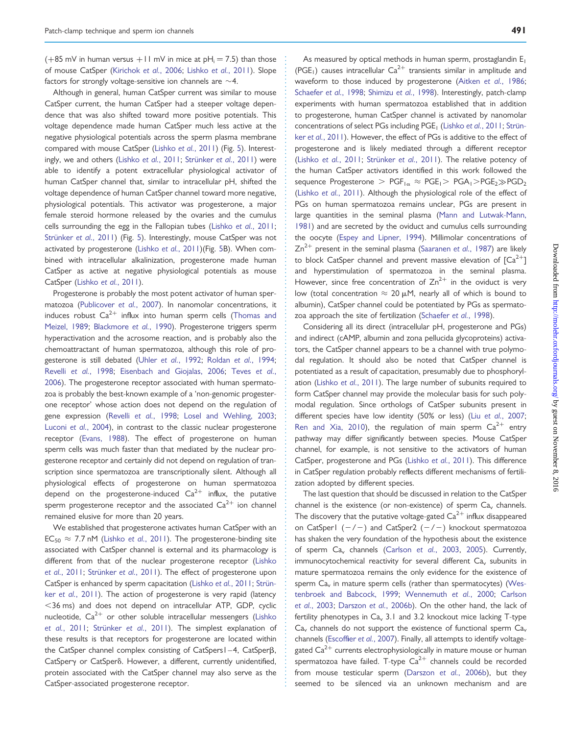(+85 mV in human versus +11 mV in mice at $pH_i = 7.5$) than those of mouse CatSper (Kirichok *et al.*, 2006; Lishko *et al.*, 2011). Slope factors for strongly voltage-sensitive ion channels are ~4.

Although in general, human CatSper current was similar to mouse CatSper current, the human CatSper had a steeper voltage dependence that was also shifted toward more positive potentials. This voltage dependence made human CatSper much less active at the negative physiological potentials across the sperm plasma membrane compared with mouse CatSper (Lishko *et al.*, 2011) (Fig. 5). Interestingly, we and others (Lishko *et al.*, 2011; Strünker *et al.*, 2011) were able to identify a potent extracellular physiological activator of human CatSper channel that, similar to intracellular pH, shifted the voltage dependence of human CatSper channel toward more negative, physiological potentials. This activator was progesterone, a major female steroid hormone released by the ovaries and the cumulus cells surrounding the egg in the Fallopian tubes (Lishko *et al.*, 2011; Strünker *et al.*, 2011) (Fig. 5). Interestingly, mouse CatSper was not activated by progesterone (Lishko *et al.*, 2011)(Fig. 5B). When combined with intracellular alkalinization, progesterone made human CatSper as active at negative physiological potentials as mouse CatSper (Lishko *et al.*, 2011).

Progesterone is probably the most potent activator of human spermatozoa (Publicover *et al.*, 2007). In nanomolar concentrations, it induces robust $Ca^{2+}$ influx into human sperm cells (Thomas and Meizel, 1989; Blackmore *et al.*, 1990). Progesterone triggers sperm hyperactivation and the acrosome reaction, and is probably also the chemoattractant of human spermatozoa, although this role of progesterone is still debated (Uhler *et al.*, 1992; Roldan *et al.*, 1994; Revelli *et al.*, 1998; Eisenbach and Giojalas, 2006; Teves *et al.*, 2006). The progesterone receptor associated with human spermatozoa is probably the best-known example of a 'non-genomic progesterone receptor' whose action does not depend on the regulation of gene expression (Revelli *et al.*, 1998; Losel and Wehling, 2003; Luconi *et al.*, 2004), in contrast to the classic nuclear progesterone receptor (Evans, 1988). The effect of progesterone on human sperm cells was much faster than that mediated by the nuclear progesterone receptor and certainly did not depend on regulation of transcription since spermatozoa are transcriptionally silent. Although all physiological effects of progesterone on human spermatozoa depend on the progesterone-induced $Ca^{2+}$ influx, the putative sperm progesterone receptor and the associated $Ca^{2+}$ ion channel remained elusive for more than 20 years.

We established that progesterone activates human CatSper with an $EC_{50} \approx 7.7$ nM (Lishko *et al.*, 2011). The progesterone-binding site associated with CatSper channel is external and its pharmacology is different from that of the nuclear progesterone receptor (Lishko *et al.*, 2011; Strünker *et al.*, 2011). The effect of progesterone upon CatSper is enhanced by sperm capacitation (Lishko *et al.*, 2011; Strünker *et al.*, 2011). The action of progesterone is very rapid (latency <36 ms) and does not depend on intracellular ATP, GDP, cyclic nucleotide, $Ca^{2+}$ or other soluble intracellular messengers (Lishko *et al.*, 2011; Strünker *et al.*, 2011). The simplest explanation of these results is that receptors for progesterone are located within the CatSper channel complex consisting of CatSpers1–4, CatSperβ, CatSperγ or CatSperδ. However, a different, currently unidentified, protein associated with the CatSper channel may also serve as the CatSper-associated progesterone receptor.

As measured by optical methods in human sperm, prostaglandin $E_1$ ($PGE_1$) causes intracellular $Ca^{2+}$ transients similar in amplitude and waveform to those induced by progesterone (Aitken *et al.*, 1986; Schaefer *et al.*, 1998; Shimizu *et al.*, 1998). Interestingly, patch-clamp experiments with human spermatozoa established that in addition to progesterone, human CatSper channel is activated by nanomolar concentrations of select PGs including $PGE_1$ (Lishko *et al.*, 2011; Strünker *et al.*, 2011). However, the effect of PGs is additive to the effect of progesterone and is likely mediated through a different receptor (Lishko *et al.*, 2011; Strünker *et al.*, 2011). The relative potency of the human CatSper activators identified in this work followed the sequence Progesterone > $PGF_{1\alpha}$ ≈ $PGE_1$ > $PGA_1$ > $PGE_2$ ≫ $PGD_2$ (Lishko *et al.*, 2011). Although the physiological role of the effect of PGs on human spermatozoa remains unclear, PGs are present in large quantities in the seminal plasma (Mann and Lutwak-Mann, 1981) and are secreted by the oviduct and cumulus cells surrounding the oocyte (Espey and Lipner, 1994). Millimolar concentrations of $Zn^{2+}$ present in the seminal plasma (Saaranen *et al.*, 1987) are likely to block CatSper channel and prevent massive elevation of $[Ca^{2+}]$ and hyperstimulation of spermatozoa in the seminal plasma. However, since free concentration of $Zn^{2+}$ in the oviduct is very low (total concentration ≈ 20 μM, nearly all of which is bound to albumin), CatSper channel could be potentiated by PGs as spermatozoa approach the site of fertilization (Schaefer *et al.*, 1998).

Considering all its direct (intracellular pH, progesterone and PGs) and indirect (cAMP, albumin and zona pellucida glycoproteins) activators, the CatSper channel appears to be a channel with true polymodal regulation. It should also be noted that CatSper channel is potentiated as a result of capacitation, presumably due to phosphorylation (Lishko *et al.*, 2011). The large number of subunits required to form CatSper channel may provide the molecular basis for such polymodal regulation. Since orthologs of CatSper subunits present in different species have low identity (50% or less) (Liu *et al.*, 2007; Ren and Xia, 2010), the regulation of main sperm $Ca^{2+}$ entry pathway may differ significantly between species. Mouse CatSper channel, for example, is not sensitive to the activators of human CatSper, progesterone and PGs (Lishko *et al.*, 2011). This difference in CatSper regulation probably reflects different mechanisms of fertilization adopted by different species.

The last question that should be discussed in relation to the CatSper channel is the existence (or non-existence) of sperm $Ca_v$ channels. The discovery that the putative voltage-gated $Ca^{2+}$ influx disappeared on CatSper1 (−/−) and CatSper2 (−/−) knockout spermatozoa has shaken the very foundation of the hypothesis about the existence of sperm $Ca_v$ channels (Carlson *et al.*, 2003, 2005). Currently, immunocytochemical reactivity for several different $Ca_v$ subunits in mature spermatozoa remains the only evidence for the existence of sperm $Ca_v$ in mature sperm cells (rather than spermatocytes) (Westenbroek and Babcock, 1999; Wennemuth *et al.*, 2000; Carlson *et al.*, 2003; Darszon *et al.*, 2006b). On the other hand, the lack of fertility phenotypes in $Ca_v$ 3.1 and 3.2 knockout mice lacking T-type $Ca_v$ channels do not support the existence of functional sperm $Ca_v$ channels (Escoffier *et al.*, 2007). Finally, all attempts to identify voltage-gated $Ca^{2+}$ currents electrophysiologically in mature mouse or human spermatozoa have failed. T-type $Ca^{2+}$ channels could be recorded from mouse testicular sperm (Darszon *et al.*, 2006b), but they seemed to be silenced via an unknown mechanism and are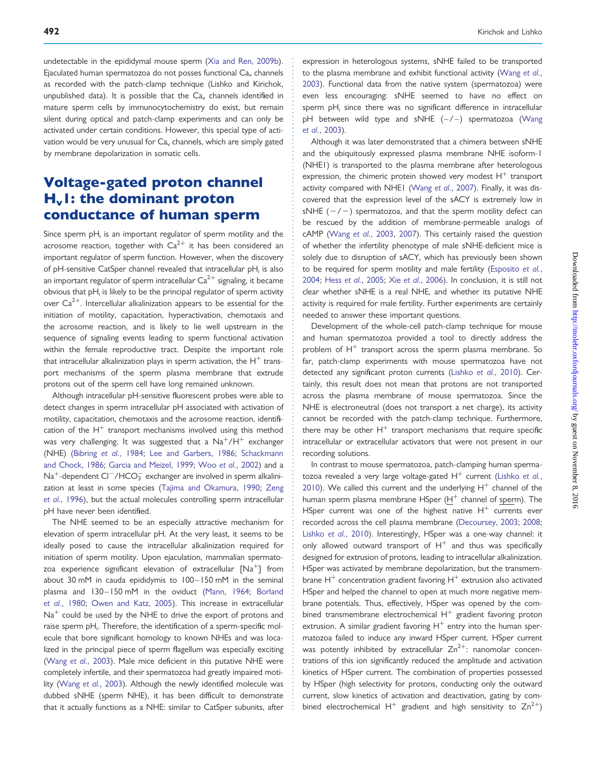undetectable in the epididymal mouse sperm (Xia and Ren, 2009b). Ejaculated human spermatozoa do not posses functional $Ca_v$ channels as recorded with the patch-clamp technique (Lishko and Kirichok, unpublished data). It is possible that the $Ca_v$ channels identified in mature sperm cells by immunocytochemistry do exist, but remain silent during optical and patch-clamp experiments and can only be activated under certain conditions. However, this special type of activation would be very unusual for $Ca_v$ channels, which are simply gated by membrane depolarization in somatic cells.

## Voltage-gated proton channel $H_v$1: the dominant proton conductance of human sperm

Since sperm $pH_i$ is an important regulator of sperm motility and the acrosome reaction, together with $Ca^{2+}$ it has been considered an important regulator of sperm function. However, when the discovery of pH-sensitive CatSper channel revealed that intracellular $pH_i$ is also an important regulator of sperm intracellular $Ca^{2+}$ signaling, it became obvious that $pH_i$ is likely to be the principal regulator of sperm activity over $Ca^{2+}$. Intercellular alkalinization appears to be essential for the initiation of motility, capacitation, hyperactivation, chemotaxis and the acrosome reaction, and is likely to lie well upstream in the sequence of signaling events leading to sperm functional activation within the female reproductive tract. Despite the important role that intracellular alkalinization plays in sperm activation, the $H^+$ transport mechanisms of the sperm plasma membrane that extrude protons out of the sperm cell have long remained unknown.

Although intracellular pH-sensitive fluorescent probes were able to detect changes in sperm intracellular pH associated with activation of motility, capacitation, chemotaxis and the acrosome reaction, identification of the $H^+$ transport mechanisms involved using this method was very challenging. It was suggested that a $Na^+/H^+$ exchanger (NHE) (Bibring et al., 1984; Lee and Garbers, 1986; Schackmann and Chock, 1986; Garcia and Meizel, 1999; Woo et al., 2002) and a $Na^+$-dependent $Cl^-/HCO_3^-$ exchanger are involved in sperm alkalinization at least in some species (Tajima and Okamura, 1990; Zeng et al., 1996), but the actual molecules controlling sperm intracellular pH have never been identified.

The NHE seemed to be an especially attractive mechanism for elevation of sperm intracellular pH. At the very least, it seems to be ideally posed to cause the intracellular alkalinization required for initiation of sperm motility. Upon ejaculation, mammalian spermatozoa experience significant elevation of extracellular $[Na^+]$ from about 30 mM in cauda epididymis to 100–150 mM in the seminal plasma and 130–150 mM in the oviduct (Mann, 1964; Borland et al., 1980; Owen and Katz, 2005). This increase in extracellular $Na^+$ could be used by the NHE to drive the export of protons and raise sperm $pH_i$. Therefore, the identification of a sperm-specific molecule that bore significant homology to known NHEs and was localized in the principal piece of sperm flagellum was especially exciting (Wang et al., 2003). Male mice deficient in this putative NHE were completely infertile, and their spermatozoa had greatly impaired motility (Wang et al., 2003). Although the newly identified molecule was dubbed sNHE (sperm NHE), it has been difficult to demonstrate that it actually functions as a NHE: similar to CatSper subunits, after expression in heterologous systems, sNHE failed to be transported to the plasma membrane and exhibit functional activity (Wang et al., 2003). Functional data from the native system (spermatozoa) were even less encouraging: sNHE seemed to have no effect on sperm $pH_i$ since there was no significant difference in intracellular pH between wild type and sNHE (−/−) spermatozoa (Wang et al., 2003).

Although it was later demonstrated that a chimera between sNHE and the ubiquitously expressed plasma membrane NHE isoform-1 (NHE1) is transported to the plasma membrane after heterologous expression, the chimeric protein showed very modest $H^+$ transport activity compared with NHE1 (Wang et al., 2007). Finally, it was discovered that the expression level of the sACY is extremely low in sNHE (−/−) spermatozoa, and that the sperm motility defect can be rescued by the addition of membrane-permeable analogs of cAMP (Wang et al., 2003, 2007). This certainly raised the question of whether the infertility phenotype of male sNHE-deficient mice is solely due to disruption of sACY, which has previously been shown to be required for sperm motility and male fertility (Esposito et al., 2004; Hess et al., 2005; Xie et al., 2006). In conclusion, it is still not clear whether sNHE is a real NHE, and whether its putative NHE activity is required for male fertility. Further experiments are certainly needed to answer these important questions.

Development of the whole-cell patch-clamp technique for mouse and human spermatozoa provided a tool to directly address the problem of $H^+$ transport across the sperm plasma membrane. So far, patch-clamp experiments with mouse spermatozoa have not detected any significant proton currents (Lishko et al., 2010). Certainly, this result does not mean that protons are not transported across the plasma membrane of mouse spermatozoa. Since the NHE is electroneutral (does not transport a net charge), its activity cannot be recorded with the patch-clamp technique. Furthermore, there may be other $H^+$ transport mechanisms that require specific intracellular or extracellular activators that were not present in our recording solutions.

In contrast to mouse spermatozoa, patch-clamping human spermatozoa revealed a very large voltage-gated $H^+$ current (Lishko et al., 2010). We called this current and the underlying $H^+$ channel of the human sperm plasma membrane HSper ($H^+$ channel of sperm). The HSper current was one of the highest native $H^+$ currents ever recorded across the cell plasma membrane (Decoursey, 2003; 2008; Lishko et al., 2010). Interestingly, HSper was a one-way channel: it only allowed outward transport of $H^+$ and thus was specifically designed for extrusion of protons, leading to intracellular alkalinization. HSper was activated by membrane depolarization, but the transmembrane $H^+$ concentration gradient favoring $H^+$ extrusion also activated HSper and helped the channel to open at much more negative membrane potentials. Thus, effectively, HSper was opened by the combined transmembrane electrochemical $H^+$ gradient favoring proton extrusion. A similar gradient favoring $H^+$ entry into the human spermatozoa failed to induce any inward HSper current. HSper current was potently inhibited by extracellular $Zn^{2+}$: nanomolar concentrations of this ion significantly reduced the amplitude and activation kinetics of HSper current. The combination of properties possessed by HSper (high selectivity for protons, conducting only the outward current, slow kinetics of activation and deactivation, gating by combined electrochemical $H^+$ gradient and high sensitivity to $Zn^{2+}$)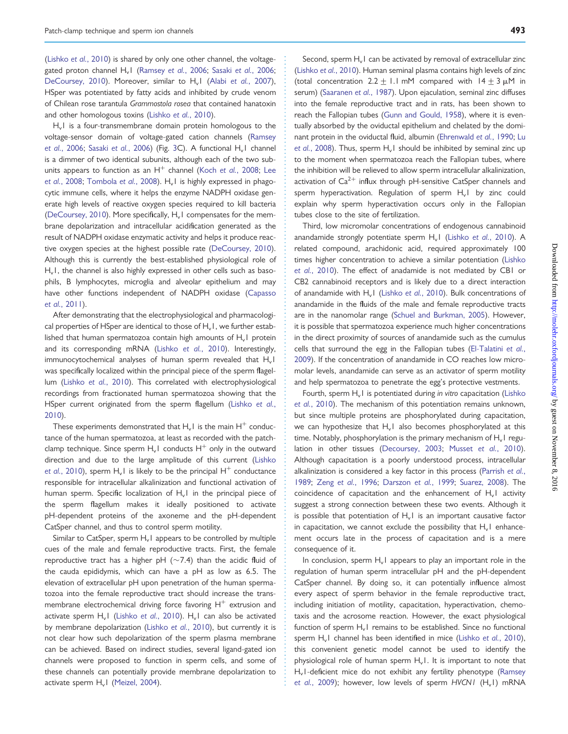(Lishko *et al.*, 2010) is shared by only one other channel, the voltage-gated proton channel $H_v1$ (Ramsey *et al.*, 2006; Sasaki *et al.*, 2006; DeCoursey, 2010). Moreover, similar to $H_v1$ (Alabi *et al.*, 2007), HSper was potentiated by fatty acids and inhibited by crude venom of Chilean rose tarantula *Grammostola rosea* that contained hanatoxin and other homologous toxins (Lishko *et al.*, 2010).

$H_v1$ is a four-transmembrane domain protein homologous to the voltage-sensor domain of voltage-gated cation channels (Ramsey *et al.*, 2006; Sasaki *et al.*, 2006) (Fig. 3C). A functional $H_v1$ channel is a dimmer of two identical subunits, although each of the two subunits appears to function as an $H^+$ channel (Koch *et al.*, 2008; Lee *et al.*, 2008; Tombola *et al.*, 2008). $H_v1$ is highly expressed in phagocytic immune cells, where it helps the enzyme NADPH oxidase generate high levels of reactive oxygen species required to kill bacteria (DeCoursey, 2010). More specifically, $H_v1$ compensates for the membrane depolarization and intracellular acidification generated as the result of NADPH oxidase enzymatic activity and helps it produce reactive oxygen species at the highest possible rate (DeCoursey, 2010). Although this is currently the best-established physiological role of $H_v1$, the channel is also highly expressed in other cells such as basophils, B lymphocytes, microglia and alveolar epithelium and may have other functions independent of NADPH oxidase (Capasso *et al.*, 2011).

After demonstrating that the electrophysiological and pharmacological properties of HSper are identical to those of $H_v1$, we further established that human spermatozoa contain high amounts of $H_v1$ protein and its corresponding mRNA (Lishko *et al.*, 2010). Interestingly, immunocytochemical analyses of human sperm revealed that $H_v1$ was specifically localized within the principal piece of the sperm flagellum (Lishko *et al.*, 2010). This correlated with electrophysiological recordings from fractionated human spermatozoa showing that the HSper current originated from the sperm flagellum (Lishko *et al.*, 2010).

These experiments demonstrated that $H_v1$ is the main $H^+$ conductance of the human spermatozoa, at least as recorded with the patch-clamp technique. Since sperm $H_v1$ conducts $H^+$ only in the outward direction and due to the large amplitude of this current (Lishko *et al.*, 2010), sperm $H_v1$ is likely to be the principal $H^+$ conductance responsible for intracellular alkalinization and functional activation of human sperm. Specific localization of $H_v1$ in the principal piece of the sperm flagellum makes it ideally positioned to activate pH-dependent proteins of the axoneme and the pH-dependent CatSper channel, and thus to control sperm motility.

Similar to CatSper, sperm $H_v1$ appears to be controlled by multiple cues of the male and female reproductive tracts. First, the female reproductive tract has a higher pH (~7.4) than the acidic fluid of the cauda epididymis, which can have a pH as low as 6.5. The elevation of extracellular pH upon penetration of the human spermatozoa into the female reproductive tract should increase the transmembrane electrochemical driving force favoring $H^+$ extrusion and activate sperm $H_v1$ (Lishko *et al.*, 2010). $H_v1$ can also be activated by membrane depolarization (Lishko *et al.*, 2010), but currently it is not clear how such depolarization of the sperm plasma membrane can be achieved. Based on indirect studies, several ligand-gated ion channels were proposed to function in sperm cells, and some of these channels can potentially provide membrane depolarization to activate sperm $H_v1$ (Meizel, 2004).

Second, sperm $H_v1$ can be activated by removal of extracellular zinc (Lishko *et al.*, 2010). Human seminal plasma contains high levels of zinc (total concentration $2.2 \pm 1.1$ mM compared with $14 \pm 3$ μM in serum) (Saaranen *et al.*, 1987). Upon ejaculation, seminal zinc diffuses into the female reproductive tract and in rats, has been shown to reach the Fallopian tubes (Gunn and Gould, 1958), where it is eventually absorbed by the oviductal epithelium and chelated by the dominant protein in the oviductal fluid, albumin (Ehrenwald *et al.*, 1990; Lu *et al.*, 2008). Thus, sperm $H_v1$ should be inhibited by seminal zinc up to the moment when spermatozoa reach the Fallopian tubes, where the inhibition will be relieved to allow sperm intracellular alkalinization, activation of $Ca^{2+}$ influx through pH-sensitive CatSper channels and sperm hyperactivation. Regulation of sperm $H_v1$ by zinc could explain why sperm hyperactivation occurs only in the Fallopian tubes close to the site of fertilization.

Third, low micromolar concentrations of endogenous cannabinoid anandamide strongly potentiate sperm $H_v1$ (Lishko *et al.*, 2010). A related compound, arachidonic acid, required approximately 100 times higher concentration to achieve a similar potentiation (Lishko *et al.*, 2010). The effect of anadamide is not mediated by CB1 or CB2 cannabinoid receptors and is likely due to a direct interaction of anandamide with $H_v1$ (Lishko *et al.*, 2010). Bulk concentrations of anandamide in the fluids of the male and female reproductive tracts are in the nanomolar range (Schuel and Burkman, 2005). However, it is possible that spermatozoa experience much higher concentrations in the direct proximity of sources of anandamide such as the cumulus cells that surround the egg in the Fallopian tubes (El-Talatini *et al.*, 2009). If the concentration of anandamide in CO reaches low micromolar levels, anandamide can serve as an activator of sperm motility and help spermatozoa to penetrate the egg's protective vestments.

Fourth, sperm $H_v1$ is potentiated during *in vitro* capacitation (Lishko *et al.*, 2010). The mechanism of this potentiation remains unknown, but since multiple proteins are phosphorylated during capacitation, we can hypothesize that $H_v1$ also becomes phosphorylated at this time. Notably, phosphorylation is the primary mechanism of $H_v1$ regulation in other tissues (Decoursey, 2003; Musset *et al.*, 2010). Although capacitation is a poorly understood process, intracellular alkalinization is considered a key factor in this process (Parrish *et al.*, 1989; Zeng *et al.*, 1996; Darszon *et al.*, 1999; Suarez, 2008). The coincidence of capacitation and the enhancement of $H_v1$ activity suggest a strong connection between these two events. Although it is possible that potentiation of $H_v1$ is an important causative factor in capacitation, we cannot exclude the possibility that $H_v1$ enhancement occurs late in the process of capacitation and is a mere consequence of it.

In conclusion, sperm $H_v1$ appears to play an important role in the regulation of human sperm intracellular pH and the pH-dependent CatSper channel. By doing so, it can potentially influence almost every aspect of sperm behavior in the female reproductive tract, including initiation of motility, capacitation, hyperactivation, chemotaxis and the acrosome reaction. However, the exact physiological function of sperm $H_v1$ remains to be established. Since no functional sperm $H_v1$ channel has been identified in mice (Lishko *et al.*, 2010), this convenient genetic model cannot be used to identify the physiological role of human sperm $H_v1$. It is important to note that $H_v1$-deficient mice do not exhibit any fertility phenotype (Ramsey *et al.*, 2009); however, low levels of sperm *HVCN1* ($H_v1$) mRNA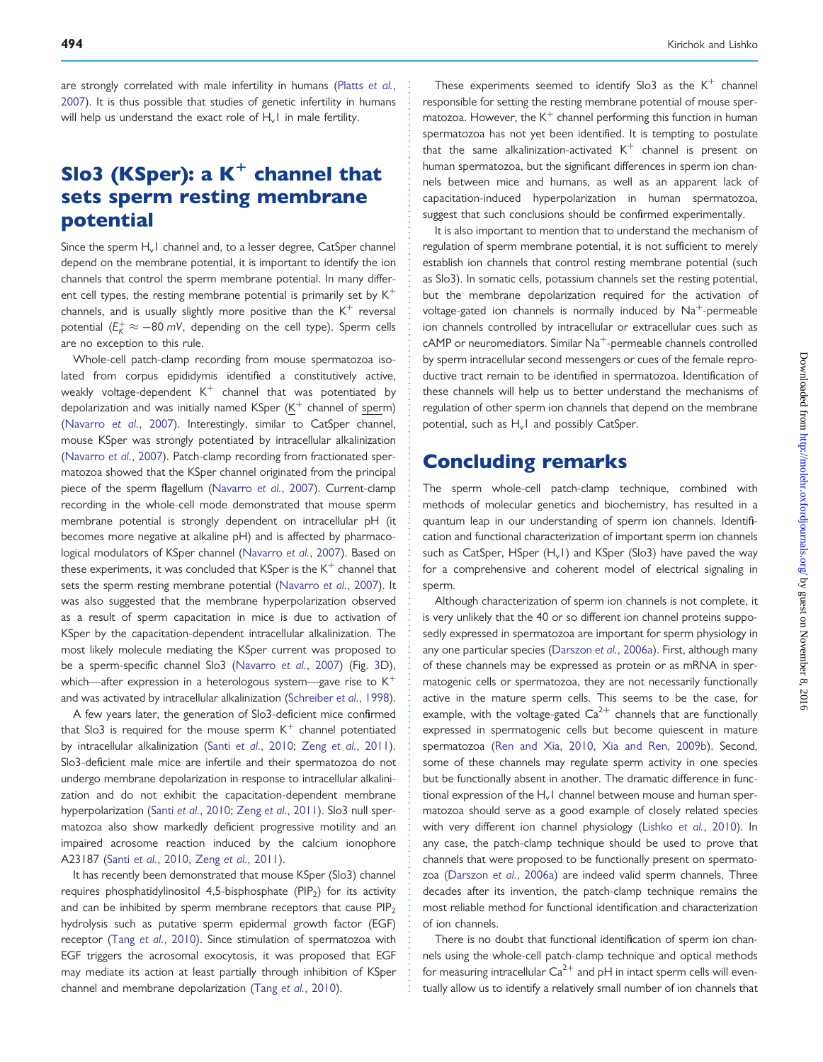are strongly correlated with male infertility in humans (Platts et al., 2007). It is thus possible that studies of genetic infertility in humans will help us understand the exact role of $H_v1$ in male fertility.

## Slo3 (KSper): a $K^+$ channel that sets sperm resting membrane potential

Since the sperm $H_v1$ channel and, to a lesser degree, CatSper channel depend on the membrane potential, it is important to identify the ion channels that control the sperm membrane potential. In many different cell types, the resting membrane potential is primarily set by $K^+$ channels, and is usually slightly more positive than the $K^+$ reversal potential ($E_K^+ \approx -80$ mV, depending on the cell type). Sperm cells are no exception to this rule.

Whole-cell patch-clamp recording from mouse spermatozoa isolated from corpus epididymis identified a constitutively active, weakly voltage-dependent $K^+$ channel that was potentiated by depolarization and was initially named KSper (K$^+$ channel of sperm) (Navarro et al., 2007). Interestingly, similar to CatSper channel, mouse KSper was strongly potentiated by intracellular alkalization (Navarro et al., 2007). Patch-clamp recording from fractionated spermatozoa showed that the KSper channel originated from the principal piece of the sperm flagellum (Navarro et al., 2007). Current-clamp recording in the whole-cell mode demonstrated that mouse sperm membrane potential is strongly dependent on intracellular pH (it becomes more negative at alkaline pH) and is affected by pharmacological modulators of KSper channel (Navarro et al., 2007). Based on these experiments, it was concluded that KSper is the $K^+$ channel that sets the sperm resting membrane potential (Navarro et al., 2007). It was also suggested that the membrane hyperpolarization observed as a result of sperm capacitation in mice is due to activation of KSper by the capacitation-dependent intracellular alkalinization. The most likely molecule mediating the KSper current was proposed to be a sperm-specific channel Slo3 (Navarro et al., 2007) (Fig. 3D), which—after expression in a heterologous system—gave rise to $K^+$ and was activated by intracellular alkalinization (Schreiber et al., 1998).

A few years later, the generation of Slo3-deficient mice confirmed that Slo3 is required for the mouse sperm $K^+$ channel potentiated by intracellular alkalinization (Santi et al., 2010; Zeng et al., 2011). Slo3-deficient male mice are infertile and their spermatozoa do not undergo membrane depolarization in response to intracellular alkalinization and do not exhibit the capacitation-dependent membrane hyperpolarization (Santi et al., 2010; Zeng et al., 2011). Slo3 null spermatozoa also show markedly deficient progressive motility and an impaired acrosome reaction induced by the calcium ionophore A23187 (Santi et al., 2010, Zeng et al., 2011).

It has recently been demonstrated that mouse KSper (Slo3) channel requires phosphatidylinositol 4,5-bisphosphate ($PIP_2$) for its activity and can be inhibited by sperm membrane receptors that cause $PIP_2$ hydrolysis such as putative sperm epidermal growth factor (EGF) receptor (Tang et al., 2010). Since stimulation of spermatozoa with EGF triggers the acrosomal exocytosis, it was proposed that EGF may mediate its action at least partially through inhibition of KSper channel and membrane depolarization (Tang et al., 2010).

These experiments seemed to identify Slo3 as the $K^+$ channel responsible for setting the resting membrane potential of mouse spermatozoa. However, the $K^+$ channel performing this function in human spermatozoa has not yet been identified. It is tempting to postulate that the same alkalinization-activated $K^+$ channel is present on human spermatozoa, but the significant differences in sperm ion channels between mice and humans, as well as an apparent lack of capacitation-induced hyperpolarization in human spermatozoa, suggest that such conclusions should be confirmed experimentally.

It is also important to mention that to understand the mechanism of regulation of sperm membrane potential, it is not sufficient to merely establish ion channels that control resting membrane potential (such as Slo3). In somatic cells, potassium channels set the resting potential, but the membrane depolarization required for the activation of voltage-gated ion channels is normally induced by $Na^+$-permeable ion channels controlled by intracellular or extracellular cues such as cAMP or neuromediators. Similar $Na^+$-permeable channels controlled by sperm intracellular second messengers or cues of the female reproductive tract remain to be identified in spermatozoa. Identification of these channels will help us to better understand the mechanisms of regulation of other sperm ion channels that depend on the membrane potential, such as $H_v1$ and possibly CatSper.

## Concluding remarks

The sperm whole-cell patch-clamp technique, combined with methods of molecular genetics and biochemistry, has resulted in a quantum leap in our understanding of sperm ion channels. Identification and functional characterization of important sperm ion channels such as CatSper, HSper ($H_v1$) and KSper (Slo3) have paved the way for a comprehensive and coherent model of electrical signaling in sperm.

Although characterization of sperm ion channels is not complete, it is very unlikely that the 40 or so different ion channel proteins supposedly expressed in spermatozoa are important for sperm physiology in any one particular species (Darszon et al., 2006a). First, although many of these channels may be expressed as protein or as mRNA in spermatogenic cells or spermatozoa, they are not necessarily functionally active in the mature sperm cells. This seems to be the case, for example, with the voltage-gated $Ca^{2+}$ channels that are functionally expressed in spermatogenic cells but become quiescent in mature spermatozoa (Ren and Xia, 2010, Xia and Ren, 2009b). Second, some of these channels may regulate sperm activity in one species but be functionally absent in another. The dramatic difference in functional expression of the $H_v1$ channel between mouse and human spermatozoa should serve as a good example of closely related species with very different ion channel physiology (Lishko et al., 2010). In any case, the patch-clamp technique should be used to prove that channels that were proposed to be functionally present on spermatozoa (Darszon et al., 2006a) are indeed valid sperm channels. Three decades after its invention, the patch-clamp technique remains the most reliable method for functional identification and characterization of ion channels.

There is no doubt that functional identification of sperm ion channels using the whole-cell patch-clamp technique and optical methods for measuring intracellular $Ca^{2+}$ and pH in intact sperm cells will eventually allow us to identify a relatively small number of ion channels that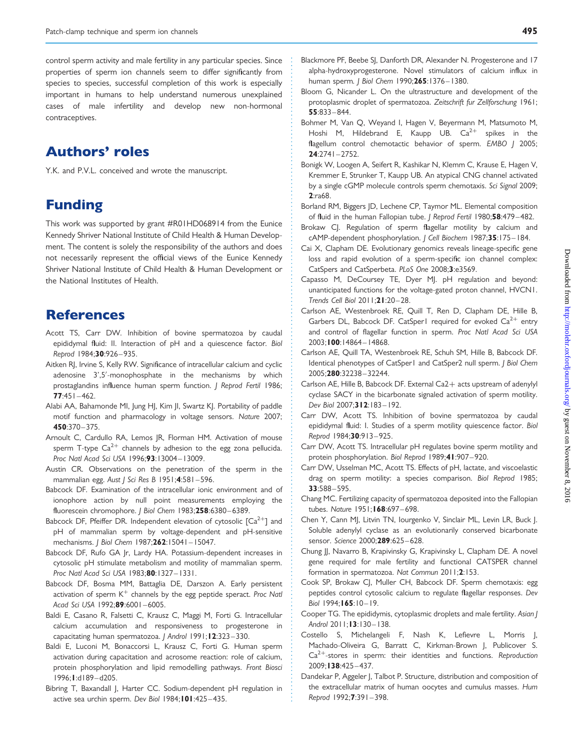control sperm activity and male fertility in any particular species. Since properties of sperm ion channels seem to differ significantly from species to species, successful completion of this work is especially important in humans to help understand numerous unexplained cases of male infertility and develop new non-hormonal contraceptives.

# Authors' roles

Y.K. and P.V.L. conceived and wrote the manuscript.

# Funding

This work was supported by grant #R01HD068914 from the Eunice Kennedy Shriver National Institute of Child Health & Human Development. The content is solely the responsibility of the authors and does not necessarily represent the official views of the Eunice Kennedy Shriver National Institute of Child Health & Human Development or the National Institutes of Health.

# References

Acott TS, Carr DW. Inhibition of bovine spermatozoa by caudal epididymal fluid: II. Interaction of pH and a quiescence factor. *Biol Reprod* 1984;**30**:926–935.

Aitken RJ, Irvine S, Kelly RW. Significance of intracellular calcium and cyclic adenosine 3′,5′-monophosphate in the mechanisms by which prostaglandins influence human sperm function. *J Reprod Fertil* 1986; **77**:451–462.

Alabi AA, Bahamonde MI, Jung HJ, Kim JI, Swartz KJ. Portability of paddle motif function and pharmacology in voltage sensors. *Nature* 2007; **450**:370–375.

Arnoult C, Cardullo RA, Lemos JR, Florman HM. Activation of mouse sperm T-type $Ca^{2+}$ channels by adhesion to the egg zona pellucida. *Proc Natl Acad Sci USA* 1996;**93**:13004–13009.

Austin CR. Observations on the penetration of the sperm in the mammalian egg. *Aust J Sci Res B* 1951;**4**:581–596.

Babcock DF. Examination of the intracellular ionic environment and of ionophore action by null point measurements employing the fluorescein chromophore. *J Biol Chem* 1983;**258**:6380–6389.

Babcock DF, Pfeiffer DR. Independent elevation of cytosolic [$Ca^{2+}$] and pH of mammalian sperm by voltage-dependent and pH-sensitive mechanisms. *J Biol Chem* 1987;**262**:15041–15047.

Babcock DF, Rufo GA Jr, Lardy HA. Potassium-dependent increases in cytosolic pH stimulate metabolism and motility of mammalian sperm. *Proc Natl Acad Sci USA* 1983;**80**:1327–1331.

Babcock DF, Bosma MM, Battaglia DE, Darszon A. Early persistent activation of sperm $K^{+}$ channels by the egg peptide speract. *Proc Natl Acad Sci USA* 1992;**89**:6001–6005.

Baldi E, Casano R, Falsetti C, Krausz C, Maggi M, Forti G. Intracellular calcium accumulation and responsiveness to progesterone in capacitating human spermatozoa. *J Androl* 1991;**12**:323–330.

Baldi E, Luconi M, Bonaccorsi L, Krausz C, Forti G. Human sperm activation during capacitation and acrosome reaction: role of calcium, protein phosphorylation and lipid remodelling pathways. *Front Biosci* 1996;**1**:d189–d205.

Bibring T, Baxandall J, Harter CC. Sodium-dependent pH regulation in active sea urchin sperm. *Dev Biol* 1984;**101**:425–435.

Blackmore PF, Beebe SJ, Danforth DR, Alexander N. Progesterone and 17 alpha-hydroxyprogesterone. Novel stimulators of calcium influx in human sperm. *J Biol Chem* 1990;**265**:1376–1380.

Bloom G, Nicander L. On the ultrastructure and development of the protoplasmic droplet of spermatozoa. *Zeitschrift fur Zellforschung* 1961; **55**:833–844.

Bohmer M, Van Q, Weyand I, Hagen V, Beyermann M, Matsumoto M, Hoshi M, Hildebrand E, Kaupp UB. $Ca^{2+}$ spikes in the flagellum control chemotactic behavior of sperm. *EMBO J* 2005; **24**:2741–2752.

Bonigk W, Loogen A, Seifert R, Kashikar N, Klemm C, Krause E, Hagen V, Kremmer E, Strunker T, Kaupp UB. An atypical CNG channel activated by a single cGMP molecule controls sperm chemotaxis. *Sci Signal* 2009; **2**:ra68.

Borland RM, Biggers JD, Lechene CP, Taymor ML. Elemental composition of fluid in the human Fallopian tube. *J Reprod Fertil* 1980;**58**:479–482.

Brokaw CJ. Regulation of sperm flagellar motility by calcium and cAMP-dependent phosphorylation. *J Cell Biochem* 1987;**35**:175–184.

Cai X, Clapham DE. Evolutionary genomics reveals lineage-specific gene loss and rapid evolution of a sperm-specific ion channel complex: CatSpers and CatSperbeta. *PLoS One* 2008;**3**:e3569.

Capasso M, DeCoursey TE, Dyer MJ. pH regulation and beyond: unanticipated functions for the voltage-gated proton channel, HVCN1. *Trends Cell Biol* 2011;**21**:20–28.

Carlson AE, Westenbroek RE, Quill T, Ren D, Clapham DE, Hille B, Garbers DL, Babcock DF. CatSper1 required for evoked $Ca^{2+}$ entry and control of flagellar function in sperm. *Proc Natl Acad Sci USA* 2003;**100**:14864–14868.

Carlson AE, Quill TA, Westenbroek RE, Schuh SM, Hille B, Babcock DF. Identical phenotypes of CatSper1 and CatSper2 null sperm. *J Biol Chem* 2005;**280**:32238–32244.

Carlson AE, Hille B, Babcock DF. External Ca2+ acts upstream of adenylyl cyclase SACY in the bicarbonate signaled activation of sperm motility. *Dev Biol* 2007;**312**:183–192.

Carr DW, Acott TS. Inhibition of bovine spermatozoa by caudal epididymal fluid: I. Studies of a sperm motility quiescence factor. *Biol Reprod* 1984;**30**:913–925.

Carr DW, Acott TS. Intracellular pH regulates bovine sperm motility and protein phosphorylation. *Biol Reprod* 1989;**41**:907–920.

Carr DW, Usselman MC, Acott TS. Effects of pH, lactate, and viscoelastic drag on sperm motility: a species comparison. *Biol Reprod* 1985; **33**:588–595.

Chang MC. Fertilizing capacity of spermatozoa deposited into the Fallopian tubes. *Nature* 1951;**168**:697–698.

Chen Y, Cann MJ, Litvin TN, Iourgenko V, Sinclair ML, Levin LR, Buck J. Soluble adenylyl cyclase as an evolutionarily conserved bicarbonate sensor. *Science* 2000;**289**:625–628.

Chung JJ, Navarro B, Krapivinsky G, Krapivinsky L, Clapham DE. A novel gene required for male fertility and functional CATSPER channel formation in spermatozoa. *Nat Commun* 2011;**2**:153.

Cook SP, Brokaw CJ, Muller CH, Babcock DF. Sperm chemotaxis: egg peptides control cytosolic calcium to regulate flagellar responses. *Dev Biol* 1994;**165**:10–19.

Cooper TG. The epididymis, cytoplasmic droplets and male fertility. *Asian J Androl* 2011;**13**:130–138.

Costello S, Michelangeli F, Nash K, Lefievre L, Morris J, Machado-Oliveira G, Barratt C, Kirkman-Brown J, Publicover S. $Ca^{2+}$-stores in sperm: their identities and functions. *Reproduction* 2009;**138**:425–437.

Dandekar P, Aggeler J, Talbot P. Structure, distribution and composition of the extracellular matrix of human oocytes and cumulus masses. *Hum Reprod* 1992;**7**:391–398.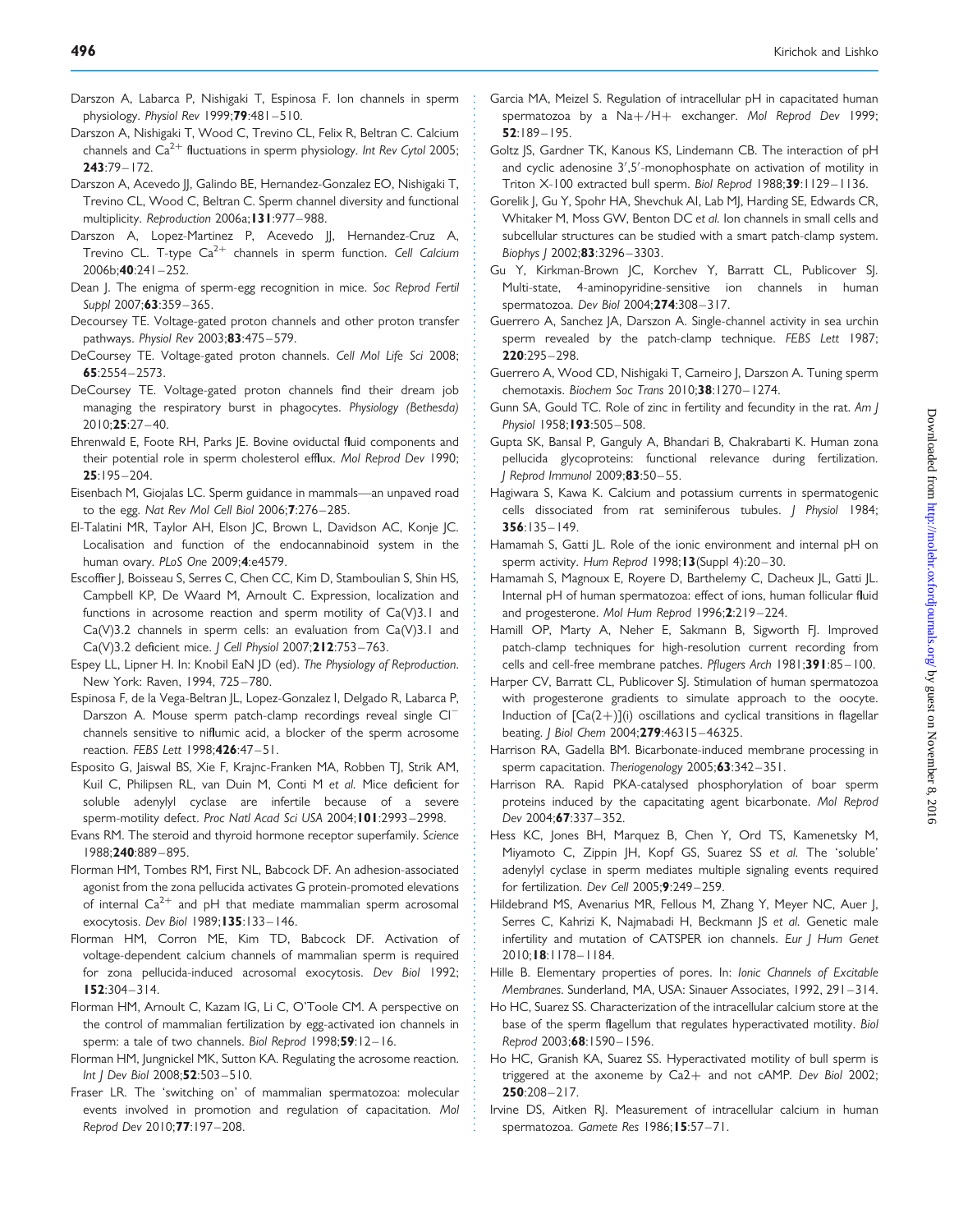Darszon A, Labarca P, Nishigaki T, Espinosa F. Ion channels in sperm physiology. *Physiol Rev* 1999;**79**:481–510.

Darszon A, Nishigaki T, Wood C, Trevino CL, Felix R, Beltran C. Calcium channels and $Ca^{2+}$ fluctuations in sperm physiology. *Int Rev Cytol* 2005; **243**:79–172.

Darszon A, Acevedo JJ, Galindo BE, Hernandez-Gonzalez EO, Nishigaki T, Trevino CL, Wood C, Beltran C. Sperm channel diversity and functional multiplicity. *Reproduction* 2006a;**131**:977–988.

Darszon A, Lopez-Martinez P, Acevedo JJ, Hernandez-Cruz A, Trevino CL. T-type $Ca^{2+}$ channels in sperm function. *Cell Calcium* 2006b;**40**:241–252.

Dean J. The enigma of sperm-egg recognition in mice. *Soc Reprod Fertil Suppl* 2007;**63**:359–365.

Decoursey TE. Voltage-gated proton channels and other proton transfer pathways. *Physiol Rev* 2003;**83**:475–579.

DeCoursey TE. Voltage-gated proton channels. *Cell Mol Life Sci* 2008; **65**:2554–2573.

DeCoursey TE. Voltage-gated proton channels find their dream job managing the respiratory burst in phagocytes. *Physiology (Bethesda)* 2010;**25**:27–40.

Ehrenwald E, Foote RH, Parks JE. Bovine oviductal fluid components and their potential role in sperm cholesterol efflux. *Mol Reprod Dev* 1990; **25**:195–204.

Eisenbach M, Giojalas LC. Sperm guidance in mammals—an unpaved road to the egg. *Nat Rev Mol Cell Biol* 2006;**7**:276–285.

El-Talatini MR, Taylor AH, Elson JC, Brown L, Davidson AC, Konje JC. Localisation and function of the endocannabinoid system in the human ovary. *PLoS One* 2009;**4**:e4579.

Escoffier J, Boisseau S, Serres C, Chen CC, Kim D, Stamboulian S, Shin HS, Campbell KP, De Waard M, Arnoult C. Expression, localization and functions in acrosome reaction and sperm motility of Ca(V)3.1 and Ca(V)3.2 channels in sperm cells: an evaluation from Ca(V)3.1 and Ca(V)3.2 deficient mice. *J Cell Physiol* 2007;**212**:753–763.

Espey LL, Lipner H. In: Knobil EaN JD (ed). *The Physiology of Reproduction*. New York: Raven, 1994, 725–780.

Espinosa F, de la Vega-Beltran JL, Lopez-Gonzalez I, Delgado R, Labarca P, Darszon A. Mouse sperm patch-clamp recordings reveal single $Cl^{-}$ channels sensitive to niflumic acid, a blocker of the sperm acrosome reaction. *FEBS Lett* 1998;**426**:47–51.

Esposito G, Jaiswal BS, Xie F, Krajnc-Franken MA, Robben TJ, Strik AM, Kuil C, Philipsen RL, van Duin M, Conti M *et al.* Mice deficient for soluble adenylyl cyclase are infertile because of a severe sperm-motility defect. *Proc Natl Acad Sci USA* 2004;**101**:2993–2998.

Evans RM. The steroid and thyroid hormone receptor superfamily. *Science* 1988;**240**:889–895.

Florman HM, Tombes RM, First NL, Babcock DF. An adhesion-associated agonist from the zona pellucida activates G protein-promoted elevations of internal $Ca^{2+}$ and pH that mediate mammalian sperm acrosomal exocytosis. *Dev Biol* 1989;**135**:133–146.

Florman HM, Corron ME, Kim TD, Babcock DF. Activation of voltage-dependent calcium channels of mammalian sperm is required for zona pellucida-induced acrosomal exocytosis. *Dev Biol* 1992; **152**:304–314.

Florman HM, Arnoult C, Kazam IG, Li C, O'Toole CM. A perspective on the control of mammalian fertilization by egg-activated ion channels in sperm: a tale of two channels. *Biol Reprod* 1998;**59**:12–16.

Florman HM, Jungnickel MK, Sutton KA. Regulating the acrosome reaction. *Int J Dev Biol* 2008;**52**:503–510.

Fraser LR. The 'switching on' of mammalian spermatozoa: molecular events involved in promotion and regulation of capacitation. *Mol Reprod Dev* 2010;**77**:197–208.

Garcia MA, Meizel S. Regulation of intracellular pH in capacitated human spermatozoa by a Na+/H+ exchanger. *Mol Reprod Dev* 1999; **52**:189–195.

Goltz JS, Gardner TK, Kanous KS, Lindemann CB. The interaction of pH and cyclic adenosine 3′,5′-monophosphate on activation of motility in Triton X-100 extracted bull sperm. *Biol Reprod* 1988;**39**:1129–1136.

Gorelik J, Gu Y, Spohr HA, Shevchuk AI, Lab MJ, Harding SE, Edwards CR, Whitaker M, Moss GW, Benton DC *et al.* Ion channels in small cells and subcellular structures can be studied with a smart patch-clamp system. *Biophys J* 2002;**83**:3296–3303.

Gu Y, Kirkman-Brown JC, Korchev Y, Barratt CL, Publicover SJ. Multi-state, 4-aminopyridine-sensitive ion channels in human spermatozoa. *Dev Biol* 2004;**274**:308–317.

Guerrero A, Sanchez JA, Darszon A. Single-channel activity in sea urchin sperm revealed by the patch-clamp technique. *FEBS Lett* 1987; **220**:295–298.

Guerrero A, Wood CD, Nishigaki T, Carneiro J, Darszon A. Tuning sperm chemotaxis. *Biochem Soc Trans* 2010;**38**:1270–1274.

Gunn SA, Gould TC. Role of zinc in fertility and fecundity in the rat. *Am J Physiol* 1958;**193**:505–508.

Gupta SK, Bansal P, Ganguly A, Bhandari B, Chakrabarti K. Human zona pellucida glycoproteins: functional relevance during fertilization. *J Reprod Immunol* 2009;**83**:50–55.

Hagiwara S, Kawa K. Calcium and potassium currents in spermatogenic cells dissociated from rat seminiferous tubules. *J Physiol* 1984; **356**:135–149.

Hamamah S, Gatti JL. Role of the ionic environment and internal pH on sperm activity. *Hum Reprod* 1998;**13**(Suppl 4):20–30.

Hamamah S, Magnoux E, Royere D, Barthelemy C, Dacheux JL, Gatti JL. Internal pH of human spermatozoa: effect of ions, human follicular fluid and progesterone. *Mol Hum Reprod* 1996;**2**:219–224.

Hamill OP, Marty A, Neher E, Sakmann B, Sigworth FJ. Improved patch-clamp techniques for high-resolution current recording from cells and cell-free membrane patches. *Pflugers Arch* 1981;**391**:85–100.

Harper CV, Barratt CL, Publicover SJ. Stimulation of human spermatozoa with progesterone gradients to simulate approach to the oocyte. Induction of [Ca(2+)](i) oscillations and cyclical transitions in flagellar beating. *J Biol Chem* 2004;**279**:46315–46325.

Harrison RA, Gadella BM. Bicarbonate-induced membrane processing in sperm capacitation. *Theriogenology* 2005;**63**:342–351.

Harrison RA. Rapid PKA-catalysed phosphorylation of boar sperm proteins induced by the capacitating agent bicarbonate. *Mol Reprod Dev* 2004;**67**:337–352.

Hess KC, Jones BH, Marquez B, Chen Y, Ord TS, Kamenetsky M, Miyamoto C, Zippin JH, Kopf GS, Suarez SS *et al.* The 'soluble' adenylyl cyclase in sperm mediates multiple signaling events required for fertilization. *Dev Cell* 2005;**9**:249–259.

Hildebrand MS, Avenarius MR, Fellous M, Zhang Y, Meyer NC, Auer J, Serres C, Kahrizi K, Najmabadi H, Beckmann JS *et al.* Genetic male infertility and mutation of CATSPER ion channels. *Eur J Hum Genet* 2010;**18**:1178–1184.

Hille B. Elementary properties of pores. In: *Ionic Channels of Excitable Membranes*. Sunderland, MA, USA: Sinauer Associates, 1992, 291–314.

Ho HC, Suarez SS. Characterization of the intracellular calcium store at the base of the sperm flagellum that regulates hyperactivated motility. *Biol Reprod* 2003;**68**:1590–1596.

Ho HC, Granish KA, Suarez SS. Hyperactivated motility of bull sperm is triggered at the axoneme by Ca2+ and not cAMP. *Dev Biol* 2002; **250**:208–217.

Irvine DS, Aitken RJ. Measurement of intracellular calcium in human spermatozoa. *Gamete Res* 1986;**15**:57–71.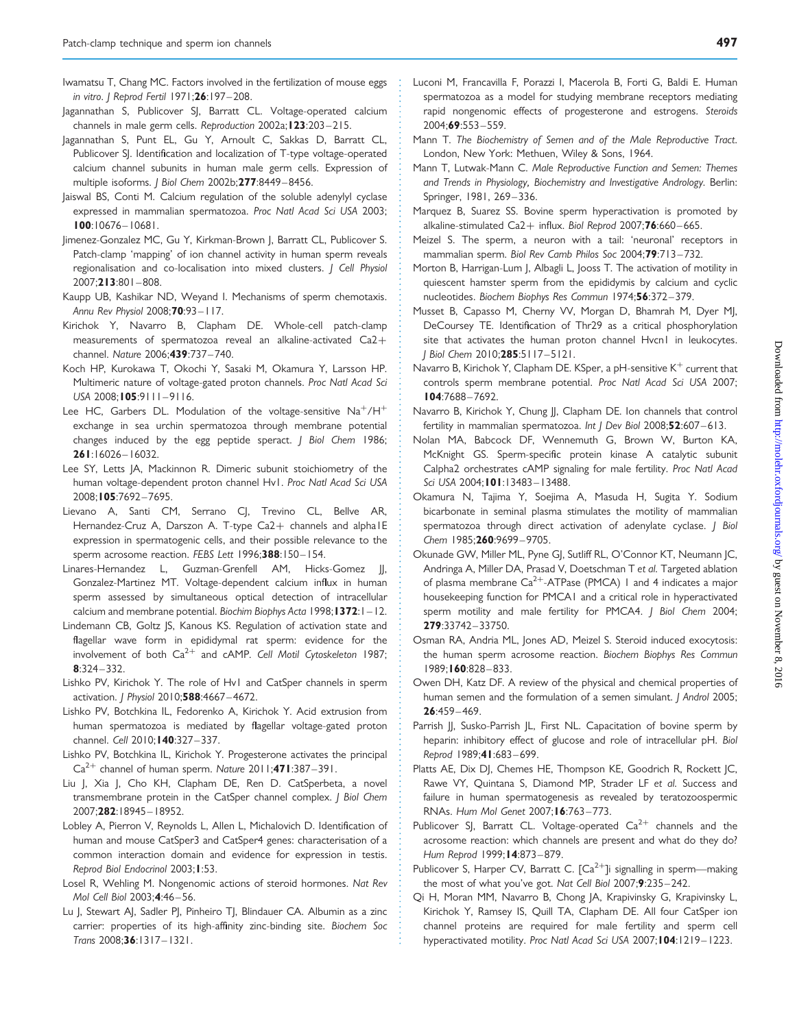Iwamatsu T, Chang MC. Factors involved in the fertilization of mouse eggs in vitro. *J Reprod Fertil* 1971;**26**:197–208.

Jagannathan S, Publicover SJ, Barratt CL. Voltage-operated calcium channels in male germ cells. *Reproduction* 2002a;**123**:203–215.

Jagannathan S, Punt EL, Gu Y, Arnoult C, Sakkas D, Barratt CL, Publicover SJ. Identification and localization of T-type voltage-operated calcium channel subunits in human male germ cells. Expression of multiple isoforms. *J Biol Chem* 2002b;**277**:8449–8456.

Jaiswal BS, Conti M. Calcium regulation of the soluble adenylyl cyclase expressed in mammalian spermatozoa. *Proc Natl Acad Sci USA* 2003; **100**:10676–10681.

Jimenez-Gonzalez MC, Gu Y, Kirkman-Brown J, Barratt CL, Publicover S. Patch-clamp 'mapping' of ion channel activity in human sperm reveals regionalisation and co-localisation into mixed clusters. *J Cell Physiol* 2007;**213**:801–808.

Kaupp UB, Kashikar ND, Weyand I. Mechanisms of sperm chemotaxis. *Annu Rev Physiol* 2008;**70**:93–117.

Kirichok Y, Navarro B, Clapham DE. Whole-cell patch-clamp measurements of spermatozoa reveal an alkaline-activated Ca2+ channel. *Nature* 2006;**439**:737–740.

Koch HP, Kurokawa T, Okochi Y, Sasaki M, Okamura Y, Larsson HP. Multimeric nature of voltage-gated proton channels. *Proc Natl Acad Sci USA* 2008;**105**:9111–9116.

Lee HC, Garbers DL. Modulation of the voltage-sensitive $Na^+/H^+$ exchange in sea urchin spermatozoa through membrane potential changes induced by the egg peptide speract. *J Biol Chem* 1986; **261**:16026–16032.

Lee SY, Letts JA, Mackinnon R. Dimeric subunit stoichiometry of the human voltage-dependent proton channel Hv1. *Proc Natl Acad Sci USA* 2008;**105**:7692–7695.

Lievano A, Santi CM, Serrano CJ, Trevino CL, Bellve AR, Hernandez-Cruz A, Darszon A. T-type Ca2+ channels and alpha1E expression in spermatogenic cells, and their possible relevance to the sperm acrosome reaction. *FEBS Lett* 1996;**388**:150–154.

Linares-Hernandez L, Guzman-Grenfell AM, Hicks-Gomez JJ, Gonzalez-Martinez MT. Voltage-dependent calcium influx in human sperm assessed by simultaneous optical detection of intracellular calcium and membrane potential. *Biochim Biophys Acta* 1998;**1372**:1–12.

Lindemann CB, Goltz JS, Kanous KS. Regulation of activation state and flagellar wave form in epididymal rat sperm: evidence for the involvement of both $Ca^{2+}$ and cAMP. *Cell Motil Cytoskeleton* 1987; **8**:324–332.

Lishko PV, Kirichok Y. The role of Hv1 and CatSper channels in sperm activation. *J Physiol* 2010;**588**:4667–4672.

Lishko PV, Botchkina IL, Fedorenko A, Kirichok Y. Acid extrusion from human spermatozoa is mediated by flagellar voltage-gated proton channel. *Cell* 2010;**140**:327–337.

Lishko PV, Botchkina IL, Kirichok Y. Progesterone activates the principal $Ca^{2+}$ channel of human sperm. *Nature* 2011;**471**:387–391.

Liu J, Xia J, Cho KH, Clapham DE, Ren D. CatSperbeta, a novel transmembrane protein in the CatSper channel complex. *J Biol Chem* 2007;**282**:18945–18952.

Lobley A, Pierron V, Reynolds L, Allen L, Michalovich D. Identification of human and mouse CatSper3 and CatSper4 genes: characterisation of a common interaction domain and evidence for expression in testis. *Reprod Biol Endocrinol* 2003;**1**:53.

Losel R, Wehling M. Nongenomic actions of steroid hormones. *Nat Rev Mol Cell Biol* 2003;**4**:46–56.

Lu J, Stewart AJ, Sadler PJ, Pinheiro TJ, Blindauer CA. Albumin as a zinc carrier: properties of its high-affinity zinc-binding site. *Biochem Soc Trans* 2008;**36**:1317–1321.

Luconi M, Francavilla F, Porazzi I, Macerola B, Forti G, Baldi E. Human spermatozoa as a model for studying membrane receptors mediating rapid nongenomic effects of progesterone and estrogens. *Steroids* 2004;**69**:553–559.

Mann T. *The Biochemistry of Semen and of the Male Reproductive Tract*. London, New York: Methuen, Wiley & Sons, 1964.

Mann T, Lutwak-Mann C. *Male Reproductive Function and Semen: Themes and Trends in Physiology, Biochemistry and Investigative Andrology*. Berlin: Springer, 1981, 269–336.

Marquez B, Suarez SS. Bovine sperm hyperactivation is promoted by alkaline-stimulated Ca2+ influx. *Biol Reprod* 2007;**76**:660–665.

Meizel S. The sperm, a neuron with a tail: 'neuronal' receptors in mammalian sperm. *Biol Rev Camb Philos Soc* 2004;**79**:713–732.

Morton B, Harrigan-Lum J, Albagli L, Joos T. The activation of motility in quiescent hamster sperm from the epididymis by calcium and cyclic nucleotides. *Biochem Biophys Res Commun* 1974;**56**:372–379.

Musset B, Capasso M, Cherny VV, Morgan D, Bhamrah M, Dyer MJ, DeCoursey TE. Identification of Thr29 as a critical phosphorylation site that activates the human proton channel Hvcn1 in leukocytes. *J Biol Chem* 2010;**285**:5117–5121.

Navarro B, Kirichok Y, Clapham DE. KSper, a pH-sensitive $K^+$ current that controls sperm membrane potential. *Proc Natl Acad Sci USA* 2007; **104**:7688–7692.

Navarro B, Kirichok Y, Chung JJ, Clapham DE. Ion channels that control fertility in mammalian spermatozoa. *Int J Dev Biol* 2008;**52**:607–613.

Nolan MA, Babcock DF, Wennemuth G, Brown W, Burton KA, McKnight GS. Sperm-specific protein kinase A catalytic subunit Calpha2 orchestrates cAMP signaling for male fertility. *Proc Natl Acad Sci USA* 2004;**101**:13483–13488.

Okamura N, Tajima Y, Soejima A, Masuda H, Sugita Y. Sodium bicarbonate in seminal plasma stimulates the motility of mammalian spermatozoa through direct activation of adenylate cyclase. *J Biol Chem* 1985;**260**:9699–9705.

Okunade GW, Miller ML, Pyne GJ, Sutliff RL, O'Connor KT, Neumann JC, Andringa A, Miller DA, Prasad V, Doetschman T *et al.* Targeted ablation of plasma membrane $Ca^{2+}$-ATPase (PMCA) 1 and 4 indicates a major housekeeping function for PMCA1 and a critical role in hyperactivated sperm motility and male fertility for PMCA4. *J Biol Chem* 2004; **279**:33742–33750.

Osman RA, Andria ML, Jones AD, Meizel S. Steroid induced exocytosis: the human sperm acrosome reaction. *Biochem Biophys Res Commun* 1989;**160**:828–833.

Owen DH, Katz DF. A review of the physical and chemical properties of human semen and the formulation of a semen simulant. *J Androl* 2005; **26**:459–469.

Parrish JJ, Susko-Parrish JL, First NL. Capacitation of bovine sperm by heparin: inhibitory effect of glucose and role of intracellular pH. *Biol Reprod* 1989;**41**:683–699.

Platts AE, Dix DJ, Chemes HE, Thompson KE, Goodrich R, Rockett JC, Rawe VY, Quintana S, Diamond MP, Strader LF *et al.* Success and failure in human spermatogenesis as revealed by teratozoospermic RNAs. *Hum Mol Genet* 2007;**16**:763–773.

Publicover SJ, Barratt CL. Voltage-operated $Ca^{2+}$ channels and the acrosome reaction: which channels are present and what do they do? *Hum Reprod* 1999;**14**:873–879.

Publicover S, Harper CV, Barratt C. $[Ca^{2+}]$i signalling in sperm—making the most of what you've got. *Nat Cell Biol* 2007;**9**:235–242.

Qi H, Moran MM, Navarro B, Chong JA, Krapivinsky G, Krapivinsky L, Kirichok Y, Ramsey IS, Quill TA, Clapham DE. All four CatSper ion channel proteins are required for male fertility and sperm cell hyperactivated motility. *Proc Natl Acad Sci USA* 2007;**104**:1219–1223.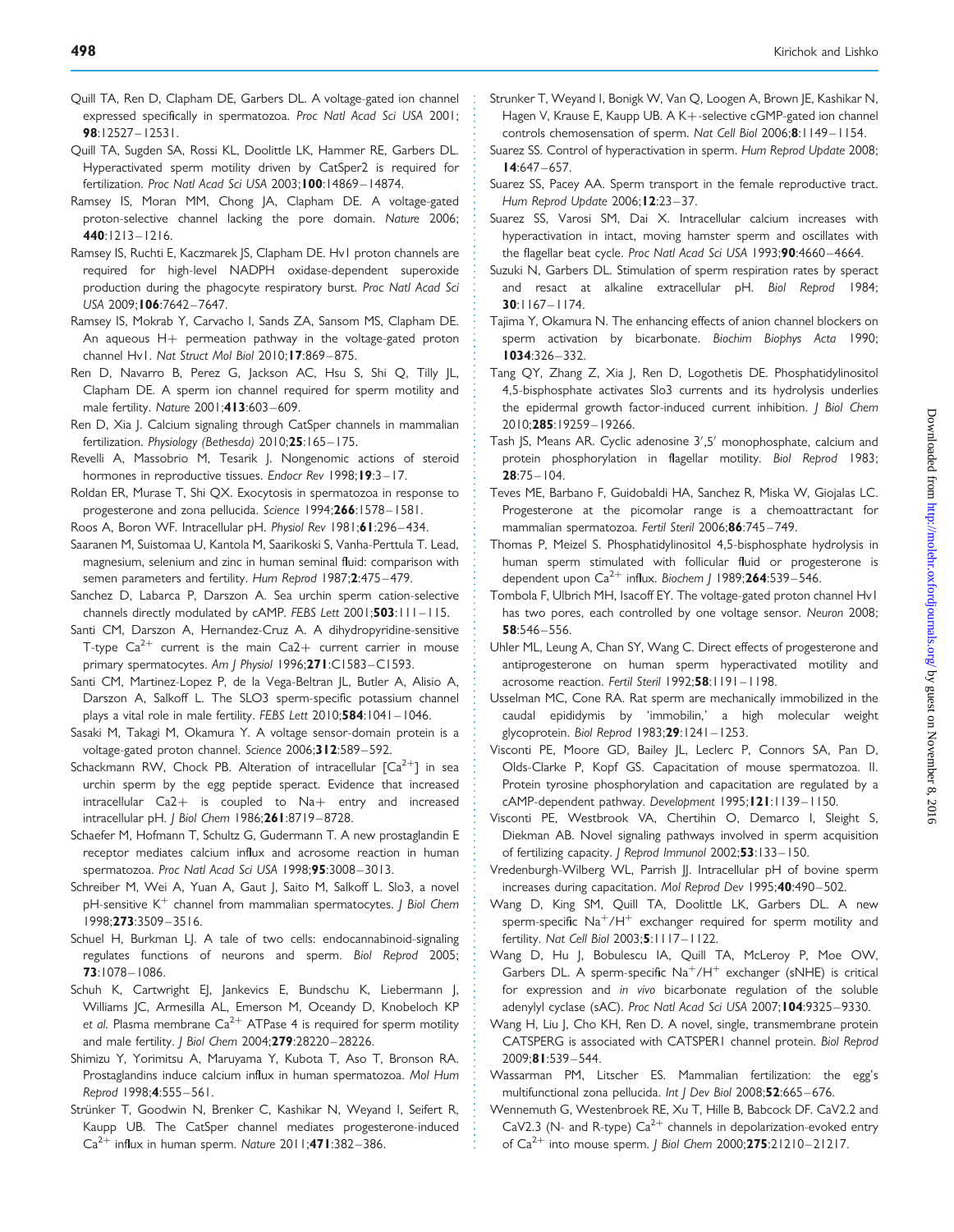Quill TA, Ren D, Clapham DE, Garbers DL. A voltage-gated ion channel expressed specifically in spermatozoa. *Proc Natl Acad Sci USA* 2001; **98**:12527–12531.

Quill TA, Sugden SA, Rossi KL, Doolittle LK, Hammer RE, Garbers DL. Hyperactivated sperm motility driven by CatSper2 is required for fertilization. *Proc Natl Acad Sci USA* 2003;**100**:14869–14874.

Ramsey IS, Moran MM, Chong JA, Clapham DE. A voltage-gated proton-selective channel lacking the pore domain. *Nature* 2006; **440**:1213–1216.

Ramsey IS, Ruchti E, Kaczmarek JS, Clapham DE. Hv1 proton channels are required for high-level NADPH oxidase-dependent superoxide production during the phagocyte respiratory burst. *Proc Natl Acad Sci USA* 2009;**106**:7642–7647.

Ramsey IS, Mokrab Y, Carvacho I, Sands ZA, Sansom MS, Clapham DE. An aqueous H+ permeation pathway in the voltage-gated proton channel Hv1. *Nat Struct Mol Biol* 2010;**17**:869–875.

Ren D, Navarro B, Perez G, Jackson AC, Hsu S, Shi Q, Tilly JL, Clapham DE. A sperm ion channel required for sperm motility and male fertility. *Nature* 2001;**413**:603–609.

Ren D, Xia J. Calcium signaling through CatSper channels in mammalian fertilization. *Physiology (Bethesda)* 2010;**25**:165–175.

Revelli A, Massobrio M, Tesarik J. Nongenomic actions of steroid hormones in reproductive tissues. *Endocr Rev* 1998;**19**:3–17.

Roldan ER, Murase T, Shi QX. Exocytosis in spermatozoa in response to progesterone and zona pellucida. *Science* 1994;**266**:1578–1581.

Roos A, Boron WF. Intracellular pH. *Physiol Rev* 1981;**61**:296–434.

Saaranen M, Suistomaa U, Kantola M, Saarikoski S, Vanha-Perttula T. Lead, magnesium, selenium and zinc in human seminal fluid: comparison with semen parameters and fertility. *Hum Reprod* 1987;**2**:475–479.

Sanchez D, Labarca P, Darszon A. Sea urchin sperm cation-selective channels directly modulated by cAMP. *FEBS Lett* 2001;**503**:111–115.

Santi CM, Darszon A, Hernandez-Cruz A. A dihydropyridine-sensitive T-type $Ca^{2+}$ current is the main Ca2+ current carrier in mouse primary spermatocytes. *Am J Physiol* 1996;**271**:C1583–C1593.

Santi CM, Martinez-Lopez P, de la Vega-Beltran JL, Butler A, Alisio A, Darszon A, Salkoff L. The SLO3 sperm-specific potassium channel plays a vital role in male fertility. *FEBS Lett* 2010;**584**:1041–1046.

Sasaki M, Takagi M, Okamura Y. A voltage sensor-domain protein is a voltage-gated proton channel. *Science* 2006;**312**:589–592.

Schackmann RW, Chock PB. Alteration of intracellular $[Ca^{2+}]$ in sea urchin sperm by the egg peptide speract. Evidence that increased intracellular Ca2+ is coupled to Na+ entry and increased intracellular pH. *J Biol Chem* 1986;**261**:8719–8728.

Schaefer M, Hofmann T, Schultz G, Gudermann T. A new prostaglandin E receptor mediates calcium influx and acrosome reaction in human spermatozoa. *Proc Natl Acad Sci USA* 1998;**95**:3008–3013.

Schreiber M, Wei A, Yuan A, Gaut J, Saito M, Salkoff L. Slo3, a novel pH-sensitive $K^+$ channel from mammalian spermatocytes. *J Biol Chem* 1998;**273**:3509–3516.

Schuel H, Burkman LJ. A tale of two cells: endocannabinoid-signaling regulates functions of neurons and sperm. *Biol Reprod* 2005; **73**:1078–1086.

Schuh K, Cartwright EJ, Jankevics E, Bundschu K, Liebermann J, Williams JC, Armesilla AL, Emerson M, Oceandy D, Knobeloch KP *et al.* Plasma membrane $Ca^{2+}$ ATPase 4 is required for sperm motility and male fertility. *J Biol Chem* 2004;**279**:28220–28226.

Shimizu Y, Yorimitsu A, Maruyama Y, Kubota T, Aso T, Bronson RA. Prostaglandins induce calcium influx in human spermatozoa. *Mol Hum Reprod* 1998;**4**:555–561.

Strünker T, Goodwin N, Brenker C, Kashikar N, Weyand I, Seifert R, Kaupp UB. The CatSper channel mediates progesterone-induced $Ca^{2+}$ influx in human sperm. *Nature* 2011;**471**:382–386.

Strunker T, Weyand I, Bonigk W, Van Q, Loogen A, Brown JE, Kashikar N, Hagen V, Krause E, Kaupp UB. A K+-selective cGMP-gated ion channel controls chemosensation of sperm. *Nat Cell Biol* 2006;**8**:1149–1154.

Suarez SS. Control of hyperactivation in sperm. *Hum Reprod Update* 2008; **14**:647–657.

Suarez SS, Pacey AA. Sperm transport in the female reproductive tract. *Hum Reprod Update* 2006;**12**:23–37.

Suarez SS, Varosi SM, Dai X. Intracellular calcium increases with hyperactivation in intact, moving hamster sperm and oscillates with the flagellar beat cycle. *Proc Natl Acad Sci USA* 1993;**90**:4660–4664.

Suzuki N, Garbers DL. Stimulation of sperm respiration rates by speract and resact at alkaline extracellular pH. *Biol Reprod* 1984; **30**:1167–1174.

Tajima Y, Okamura N. The enhancing effects of anion channel blockers on sperm activation by bicarbonate. *Biochim Biophys Acta* 1990; **1034**:326–332.

Tang QY, Zhang Z, Xia J, Ren D, Logothetis DE. Phosphatidylinositol 4,5-bisphosphate activates Slo3 currents and its hydrolysis underlies the epidermal growth factor-induced current inhibition. *J Biol Chem* 2010;**285**:19259–19266.

Tash JS, Means AR. Cyclic adenosine 3′,5′ monophosphate, calcium and protein phosphorylation in flagellar motility. *Biol Reprod* 1983; **28**:75–104.

Teves ME, Barbano F, Guidobaldi HA, Sanchez R, Miska W, Giojalas LC. Progesterone at the picomolar range is a chemoattractant for mammalian spermatozoa. *Fertil Steril* 2006;**86**:745–749.

Thomas P, Meizel S. Phosphatidylinositol 4,5-bisphosphate hydrolysis in human sperm stimulated with follicular fluid or progesterone is dependent upon $Ca^{2+}$ influx. *Biochem J* 1989;**264**:539–546.

Tombola F, Ulbrich MH, Isacoff EY. The voltage-gated proton channel Hv1 has two pores, each controlled by one voltage sensor. *Neuron* 2008; **58**:546–556.

Uhler ML, Leung A, Chan SY, Wang C. Direct effects of progesterone and antiprogesterone on human sperm hyperactivated motility and acrosome reaction. *Fertil Steril* 1992;**58**:1191–1198.

Usselman MC, Cone RA. Rat sperm are mechanically immobilized in the caudal epididymis by 'immobilin,' a high molecular weight glycoprotein. *Biol Reprod* 1983;**29**:1241–1253.

Visconti PE, Moore GD, Bailey JL, Leclerc P, Connors SA, Pan D, Olds-Clarke P, Kopf GS. Capacitation of mouse spermatozoa. II. Protein tyrosine phosphorylation and capacitation are regulated by a cAMP-dependent pathway. *Development* 1995;**121**:1139–1150.

Visconti PE, Westbrook VA, Chertihin O, Demarco I, Sleight S, Diekman AB. Novel signaling pathways involved in sperm acquisition of fertilizing capacity. *J Reprod Immunol* 2002;**53**:133–150.

Vredenburgh-Wilberg WL, Parrish JJ. Intracellular pH of bovine sperm increases during capacitation. *Mol Reprod Dev* 1995;**40**:490–502.

Wang D, King SM, Quill TA, Doolittle LK, Garbers DL. A new sperm-specific $Na^+/H^+$ exchanger required for sperm motility and fertility. *Nat Cell Biol* 2003;**5**:1117–1122.

Wang D, Hu J, Bobulescu IA, Quill TA, McLeroy P, Moe OW, Garbers DL. A sperm-specific $Na^+/H^+$ exchanger (sNHE) is critical for expression and *in vivo* bicarbonate regulation of the soluble adenylyl cyclase (sAC). *Proc Natl Acad Sci USA* 2007;**104**:9325–9330.

Wang H, Liu J, Cho KH, Ren D. A novel, single, transmembrane protein CATSPERG is associated with CATSPER1 channel protein. *Biol Reprod* 2009;**81**:539–544.

Wassarman PM, Litscher ES. Mammalian fertilization: the egg's multifunctional zona pellucida. *Int J Dev Biol* 2008;**52**:665–676.

Wennemuth G, Westenbroek RE, Xu T, Hille B, Babcock DF. CaV2.2 and CaV2.3 (N- and R-type) $Ca^{2+}$ channels in depolarization-evoked entry of $Ca^{2+}$ into mouse sperm. *J Biol Chem* 2000;**275**:21210–21217.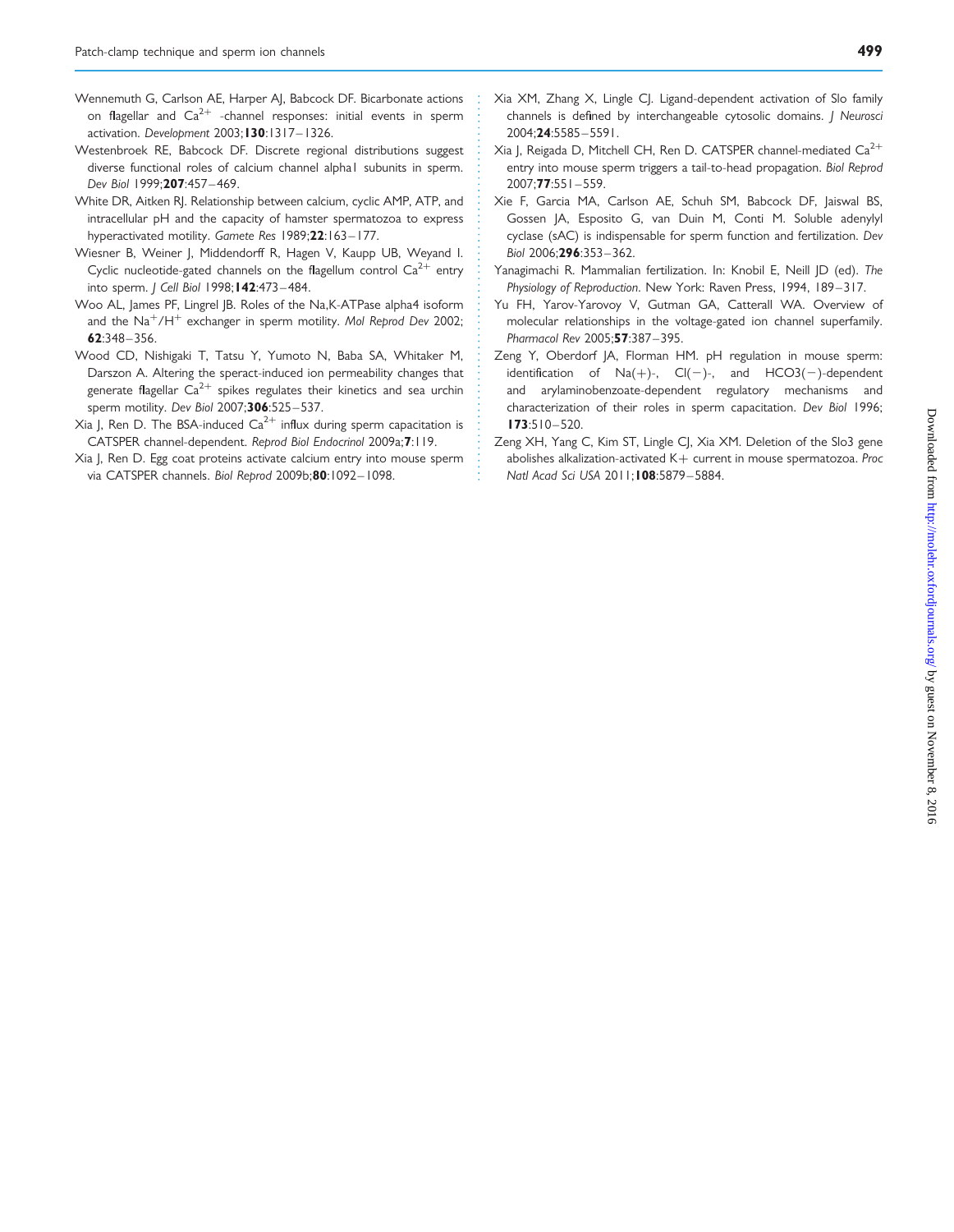Wennemuth G, Carlson AE, Harper AJ, Babcock DF. Bicarbonate actions on flagellar and $Ca^{2+}$ -channel responses: initial events in sperm activation. *Development* 2003;**130**:1317–1326.

Westenbroek RE, Babcock DF. Discrete regional distributions suggest diverse functional roles of calcium channel alpha1 subunits in sperm. *Dev Biol* 1999;**207**:457–469.

White DR, Aitken RJ. Relationship between calcium, cyclic AMP, ATP, and intracellular pH and the capacity of hamster spermatozoa to express hyperactivated motility. *Gamete Res* 1989;**22**:163–177.

Wiesner B, Weiner J, Middendorff R, Hagen V, Kaupp UB, Weyand I. Cyclic nucleotide-gated channels on the flagellum control $Ca^{2+}$ entry into sperm. *J Cell Biol* 1998;**142**:473–484.

Woo AL, James PF, Lingrel JB. Roles of the Na,K-ATPase alpha4 isoform and the $Na^{+}/H^{+}$ exchanger in sperm motility. *Mol Reprod Dev* 2002; **62**:348–356.

Wood CD, Nishigaki T, Tatsu Y, Yumoto N, Baba SA, Whitaker M, Darszon A. Altering the speract-induced ion permeability changes that generate flagellar $Ca^{2+}$ spikes regulates their kinetics and sea urchin sperm motility. *Dev Biol* 2007;**306**:525–537.

Xia J, Ren D. The BSA-induced $Ca^{2+}$ influx during sperm capacitation is CATSPER channel-dependent. *Reprod Biol Endocrinol* 2009a;**7**:119.

Xia J, Ren D. Egg coat proteins activate calcium entry into mouse sperm via CATSPER channels. *Biol Reprod* 2009b;**80**:1092–1098.

Xia XM, Zhang X, Lingle CJ. Ligand-dependent activation of Slo family channels is defined by interchangeable cytosolic domains. *J Neurosci* 2004;**24**:5585–5591.

Xia J, Reigada D, Mitchell CH, Ren D. CATSPER channel-mediated $Ca^{2+}$ entry into mouse sperm triggers a tail-to-head propagation. *Biol Reprod* 2007;**77**:551–559.

Xie F, Garcia MA, Carlson AE, Schuh SM, Babcock DF, Jaiswal BS, Gossen JA, Esposito G, van Duin M, Conti M. Soluble adenylyl cyclase (sAC) is indispensable for sperm function and fertilization. *Dev Biol* 2006;**296**:353–362.

Yanagimachi R. Mammalian fertilization. In: Knobil E, Neill JD (ed). *The Physiology of Reproduction*. New York: Raven Press, 1994, 189–317.

Yu FH, Yarov-Yarovoy V, Gutman GA, Catterall WA. Overview of molecular relationships in the voltage-gated ion channel superfamily. *Pharmacol Rev* 2005;**57**:387–395.

Zeng Y, Oberdorf JA, Florman HM. pH regulation in mouse sperm: identification of Na(+)-, Cl(−)-, and HCO3(−)-dependent and arylaminobenzoate-dependent regulatory mechanisms and characterization of their roles in sperm capacitation. *Dev Biol* 1996; **173**:510–520.

Zeng XH, Yang C, Kim ST, Lingle CJ, Xia XM. Deletion of the Slo3 gene abolishes alkalization-activated K+ current in mouse spermatozoa. *Proc Natl Acad Sci USA* 2011;**108**:5879–5884.